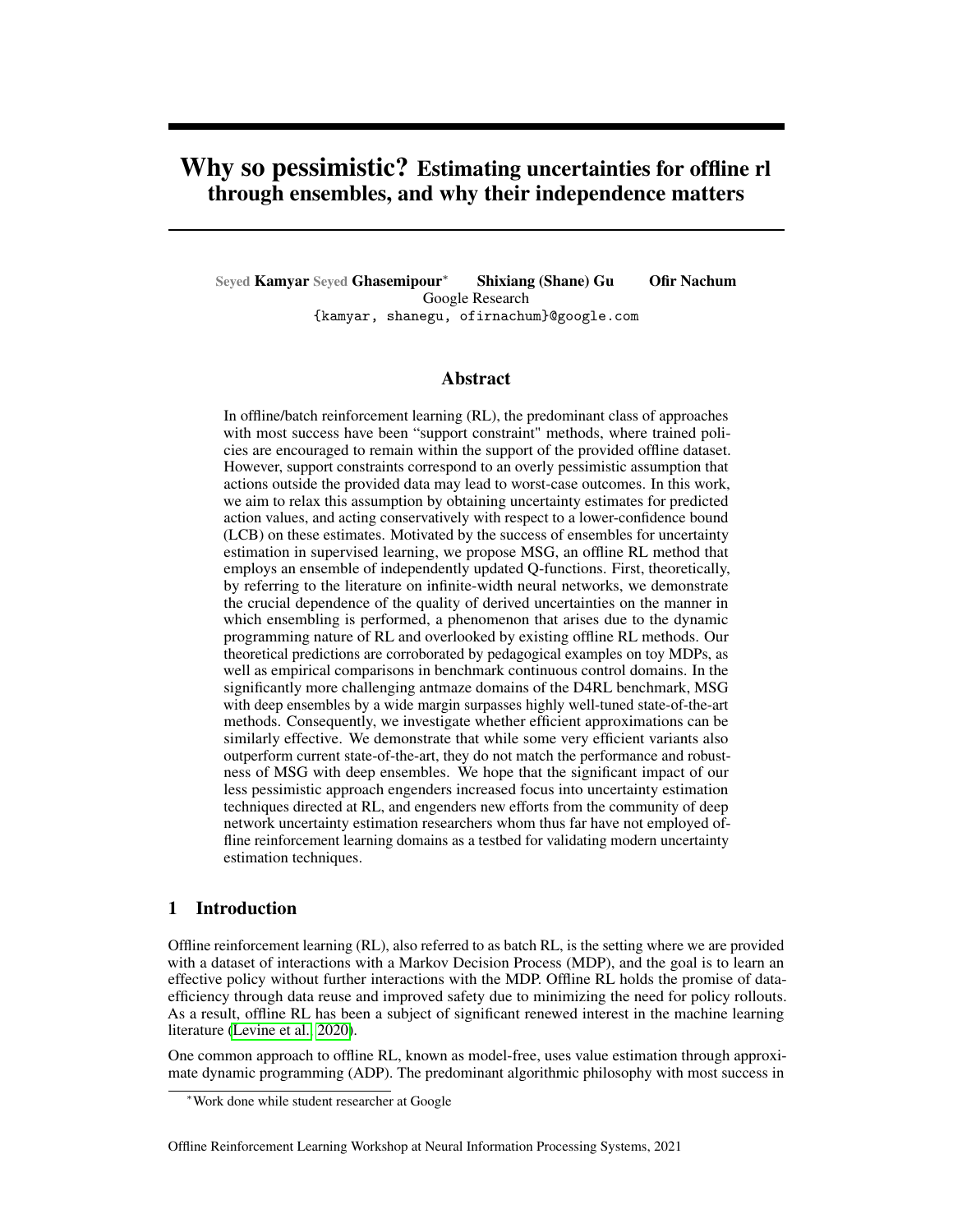# Why so pessimistic? Estimating uncertainties for offline rl through ensembles, and why their independence matters

Seyed Kamyar Seyed Ghasemipour* Shixiang (Shane) Gu Ofir Nachum
Google Research
{kamyar, shanegu, ofirnachum}@google.com

## Abstract

In offline/batch reinforcement learning (RL), the predominant class of approaches with most success have been "support constraint" methods, where trained policies are encouraged to remain within the support of the provided offline dataset. However, support constraints correspond to an overly pessimistic assumption that actions outside the provided data may lead to worst-case outcomes. In this work, we aim to relax this assumption by obtaining uncertainty estimates for predicted action values, and acting conservatively with respect to a lower-confidence bound (LCB) on these estimates. Motivated by the success of ensembles for uncertainty estimation in supervised learning, we propose MSG, an offline RL method that employs an ensemble of independently updated Q-functions. First, theoretically, by referring to the literature on infinite-width neural networks, we demonstrate the crucial dependence of the quality of derived uncertainties on the manner in which ensembling is performed, a phenomenon that arises due to the dynamic programming nature of RL and overlooked by existing offline RL methods. Our theoretical predictions are corroborated by pedagogical examples on toy MDPs, as well as empirical comparisons in benchmark continuous control domains. In the significantly more challenging antmaze domains of the D4RL benchmark, MSG with deep ensembles by a wide margin surpasses highly well-tuned state-of-the-art methods. Consequently, we investigate whether efficient approximations can be similarly effective. We demonstrate that while some very efficient variants also outperform current state-of-the-art, they do not match the performance and robustness of MSG with deep ensembles. We hope that the significant impact of our less pessimistic approach engenders increased focus into uncertainty estimation techniques directed at RL, and engenders new efforts from the community of deep network uncertainty estimation researchers whom thus far have not employed offline reinforcement learning domains as a testbed for validating modern uncertainty estimation techniques.

## 1 Introduction

Offline reinforcement learning (RL), also referred to as batch RL, is the setting where we are provided with a dataset of interactions with a Markov Decision Process (MDP), and the goal is to learn an effective policy without further interactions with the MDP. Offline RL holds the promise of data-efficiency through data reuse and improved safety due to minimizing the need for policy rollouts. As a result, offline RL has been a subject of significant renewed interest in the machine learning literature (Levine et al., 2020).

One common approach to offline RL, known as model-free, uses value estimation through approximate dynamic programming (ADP). The predominant algorithmic philosophy with most success in

*Work done while student researcher at Google

Offline Reinforcement Learning Workshop at Neural Information Processing Systems, 2021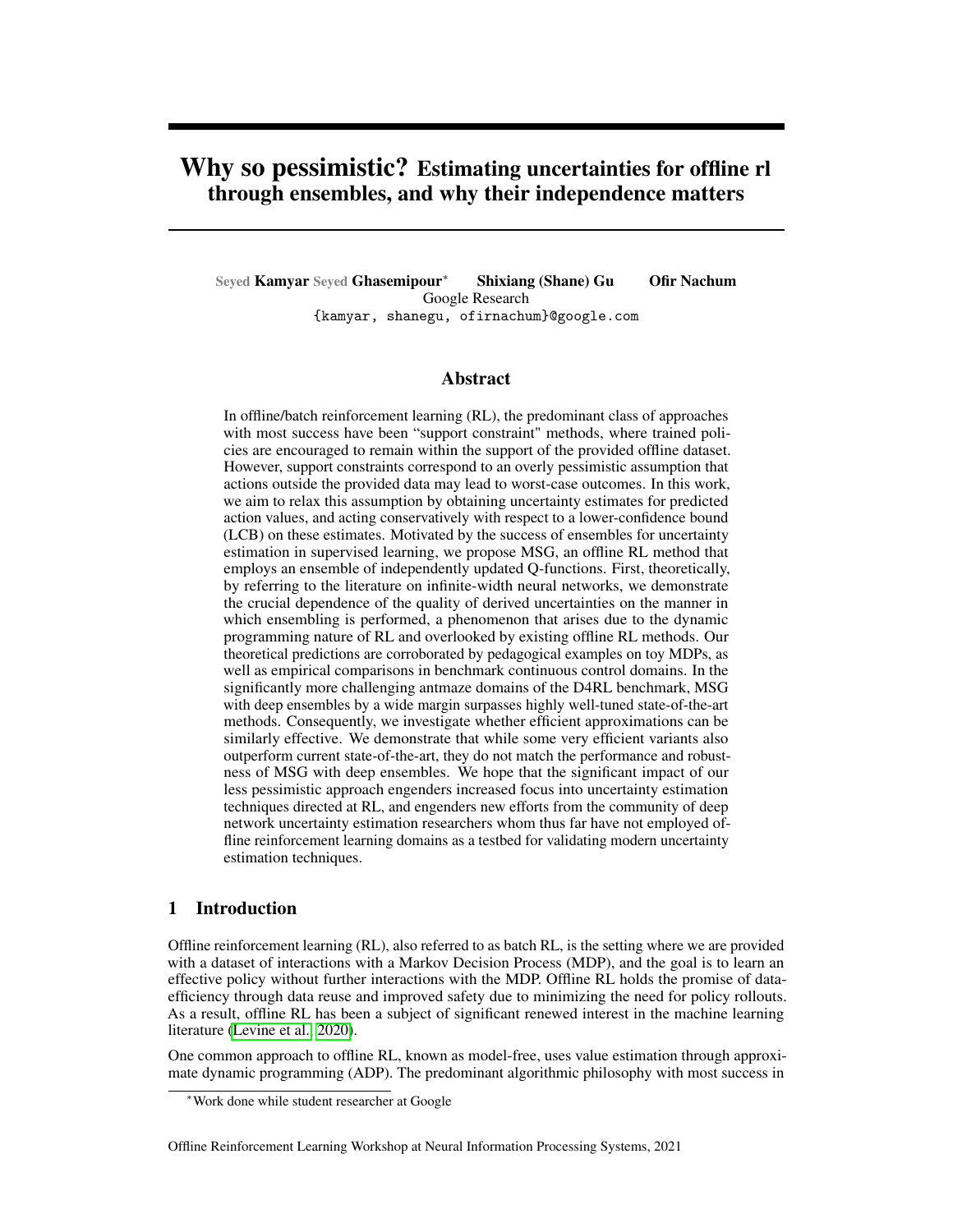# Why so pessimistic? Estimating uncertainties for offline rl through ensembles, and why their independence matters

Seyed Kamyar Seyed Ghasemipour* Shixiang (Shane) Gu Ofir Nachum
Google Research
{kamyar, shanegu, ofirnachum}@google.com

## Abstract

In offline/batch reinforcement learning (RL), the predominant class of approaches with most success have been "support constraint" methods, where trained policies are encouraged to remain within the support of the provided offline dataset. However, support constraints correspond to an overly pessimistic assumption that actions outside the provided data may lead to worst-case outcomes. In this work, we aim to relax this assumption by obtaining uncertainty estimates for predicted action values, and acting conservatively with respect to a lower-confidence bound (LCB) on these estimates. Motivated by the success of ensembles for uncertainty estimation in supervised learning, we propose MSG, an offline RL method that employs an ensemble of independently updated Q-functions. First, theoretically, by referring to the literature on infinite-width neural networks, we demonstrate the crucial dependence of the quality of derived uncertainties on the manner in which ensembling is performed, a phenomenon that arises due to the dynamic programming nature of RL and overlooked by existing offline RL methods. Our theoretical predictions are corroborated by pedagogical examples on toy MDPs, as well as empirical comparisons in benchmark continuous control domains. In the significantly more challenging antmaze domains of the D4RL benchmark, MSG with deep ensembles by a wide margin surpasses highly well-tuned state-of-the-art methods. Consequently, we investigate whether efficient approximations can be similarly effective. We demonstrate that while some very efficient variants also outperform current state-of-the-art, they do not match the performance and robustness of MSG with deep ensembles. We hope that the significant impact of our less pessimistic approach engenders increased focus into uncertainty estimation techniques directed at RL, and engenders new efforts from the community of deep network uncertainty estimation researchers whom thus far have not employed offline reinforcement learning domains as a testbed for validating modern uncertainty estimation techniques.

## 1 Introduction

Offline reinforcement learning (RL), also referred to as batch RL, is the setting where we are provided with a dataset of interactions with a Markov Decision Process (MDP), and the goal is to learn an effective policy without further interactions with the MDP. Offline RL holds the promise of data-efficiency through data reuse and improved safety due to minimizing the need for policy rollouts. As a result, offline RL has been a subject of significant renewed interest in the machine learning literature (Levine et al., 2020).

One common approach to offline RL, known as model-free, uses value estimation through approximate dynamic programming (ADP). The predominant algorithmic philosophy with most success in

*Work done while student researcher at Google

Offline Reinforcement Learning Workshop at Neural Information Processing Systems, 2021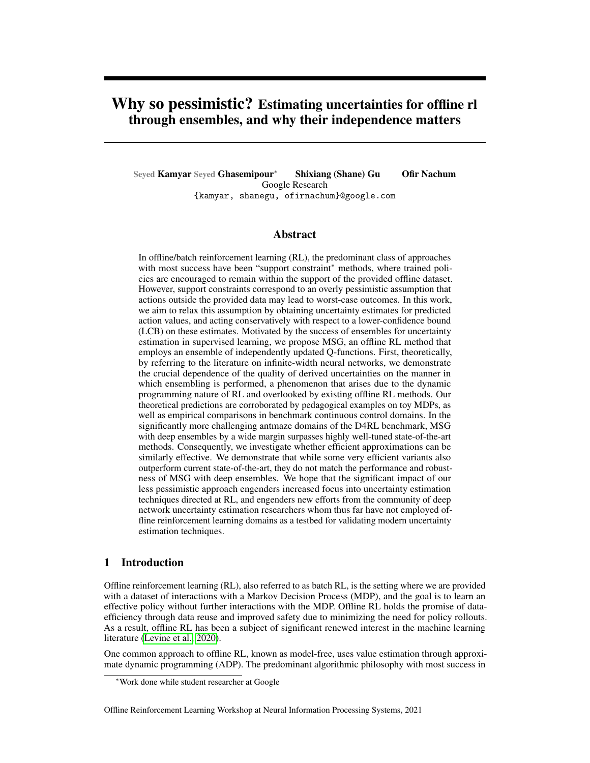# Why so pessimistic? Estimating uncertainties for offline rl through ensembles, and why their independence matters

**Seyed Kamyar Seyed Ghasemipour**[*] **Shixiang (Shane) Gu** **Ofir Nachum**
Google Research
{kamyar, shanegu, ofirnachum}@google.com

## Abstract

In offline/batch reinforcement learning (RL), the predominant class of approaches with most success have been "support constraint" methods, where trained policies are encouraged to remain within the support of the provided offline dataset. However, support constraints correspond to an overly pessimistic assumption that actions outside the provided data may lead to worst-case outcomes. In this work, we aim to relax this assumption by obtaining uncertainty estimates for predicted action values, and acting conservatively with respect to a lower-confidence bound (LCB) on these estimates. Motivated by the success of ensembles for uncertainty estimation in supervised learning, we propose MSG, an offline RL method that employs an ensemble of independently updated Q-functions. First, theoretically, by referring to the literature on infinite-width neural networks, we demonstrate the crucial dependence of the quality of derived uncertainties on the manner in which ensembling is performed, a phenomenon that arises due to the dynamic programming nature of RL and overlooked by existing offline RL methods. Our theoretical predictions are corroborated by pedagogical examples on toy MDPs, as well as empirical comparisons in benchmark continuous control domains. In the significantly more challenging antmaze domains of the D4RL benchmark, MSG with deep ensembles by a wide margin surpasses highly well-tuned state-of-the-art methods. Consequently, we investigate whether efficient approximations can be similarly effective. We demonstrate that while some very efficient variants also outperform current state-of-the-art, they do not match the performance and robustness of MSG with deep ensembles. We hope that the significant impact of our less pessimistic approach engenders increased focus into uncertainty estimation techniques directed at RL, and engenders new efforts from the community of deep network uncertainty estimation researchers whom thus far have not employed offline reinforcement learning domains as a testbed for validating modern uncertainty estimation techniques.

## 1 Introduction

Offline reinforcement learning (RL), also referred to as batch RL, is the setting where we are provided with a dataset of interactions with a Markov Decision Process (MDP), and the goal is to learn an effective policy without further interactions with the MDP. Offline RL holds the promise of data-efficiency through data reuse and improved safety due to minimizing the need for policy rollouts. As a result, offline RL has been a subject of significant renewed interest in the machine learning literature (Levine et al., 2020).

One common approach to offline RL, known as model-free, uses value estimation through approximate dynamic programming (ADP). The predominant algorithmic philosophy with most success in

[*]Work done while student researcher at Google

Offline Reinforcement Learning Workshop at Neural Information Processing Systems, 2021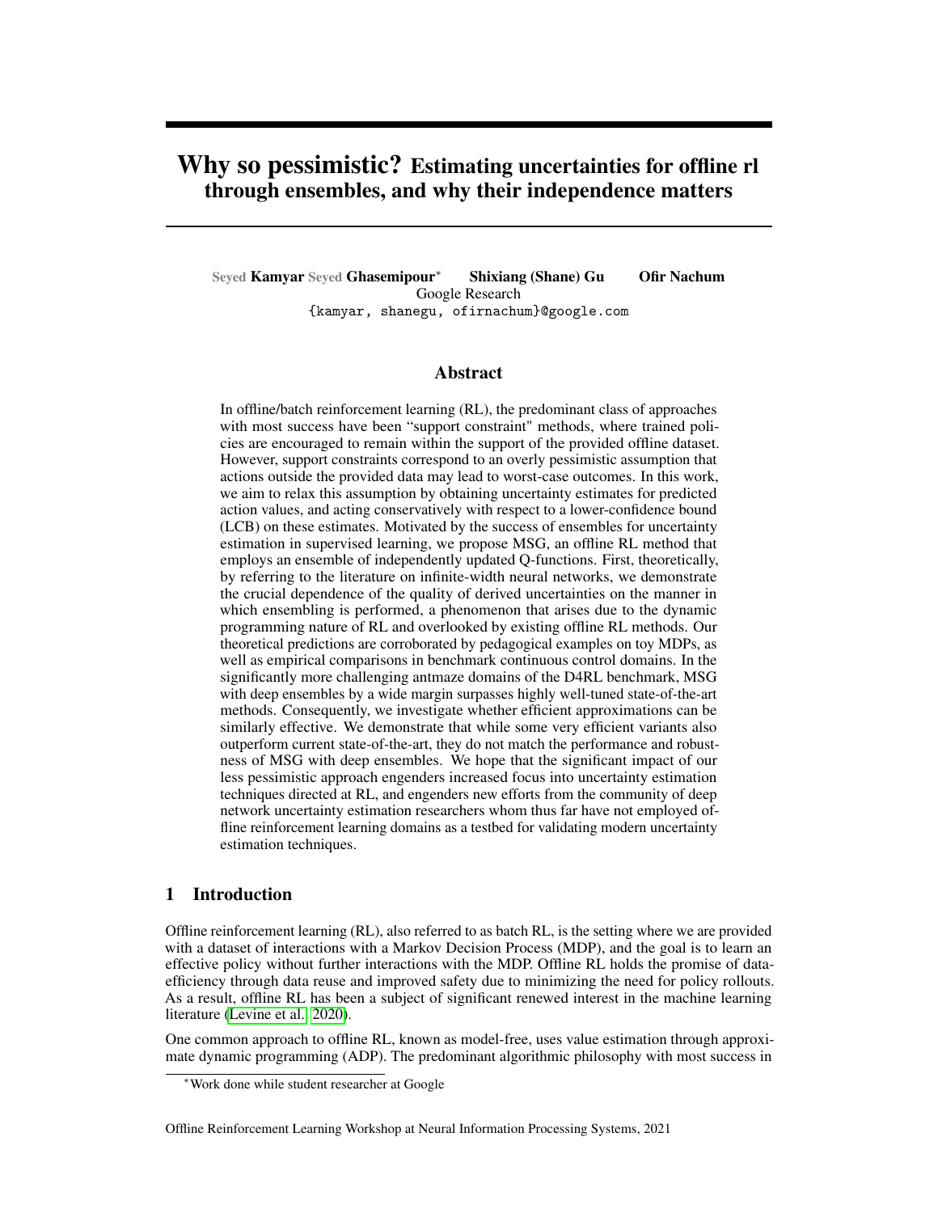# Why so pessimistic? Estimating uncertainties for offline rl through ensembles, and why their independence matters

Seyed **Kamyar** Seyed **Ghasemipour**[*] **Shixiang (Shane) Gu** **Ofir Nachum**
Google Research
{kamyar, shanegu, ofirnachum}@google.com

## Abstract

In offline/batch reinforcement learning (RL), the predominant class of approaches with most success have been "support constraint" methods, where trained policies are encouraged to remain within the support of the provided offline dataset. However, support constraints correspond to an overly pessimistic assumption that actions outside the provided data may lead to worst-case outcomes. In this work, we aim to relax this assumption by obtaining uncertainty estimates for predicted action values, and acting conservatively with respect to a lower-confidence bound (LCB) on these estimates. Motivated by the success of ensembles for uncertainty estimation in supervised learning, we propose MSG, an offline RL method that employs an ensemble of independently updated Q-functions. First, theoretically, by referring to the literature on infinite-width neural networks, we demonstrate the crucial dependence of the quality of derived uncertainties on the manner in which ensembling is performed, a phenomenon that arises due to the dynamic programming nature of RL and overlooked by existing offline RL methods. Our theoretical predictions are corroborated by pedagogical examples on toy MDPs, as well as empirical comparisons in benchmark continuous control domains. In the significantly more challenging antmaze domains of the D4RL benchmark, MSG with deep ensembles by a wide margin surpasses highly well-tuned state-of-the-art methods. Consequently, we investigate whether efficient approximations can be similarly effective. We demonstrate that while some very efficient variants also outperform current state-of-the-art, they do not match the performance and robustness of MSG with deep ensembles. We hope that the significant impact of our less pessimistic approach engenders increased focus into uncertainty estimation techniques directed at RL, and engenders new efforts from the community of deep network uncertainty estimation researchers whom thus far have not employed offline reinforcement learning domains as a testbed for validating modern uncertainty estimation techniques.

## 1 Introduction

Offline reinforcement learning (RL), also referred to as batch RL, is the setting where we are provided with a dataset of interactions with a Markov Decision Process (MDP), and the goal is to learn an effective policy without further interactions with the MDP. Offline RL holds the promise of data-efficiency through data reuse and improved safety due to minimizing the need for policy rollouts. As a result, offline RL has been a subject of significant renewed interest in the machine learning literature (Levine et al., 2020).

One common approach to offline RL, known as model-free, uses value estimation through approximate dynamic programming (ADP). The predominant algorithmic philosophy with most success in

[*]Work done while student researcher at Google

Offline Reinforcement Learning Workshop at Neural Information Processing Systems, 2021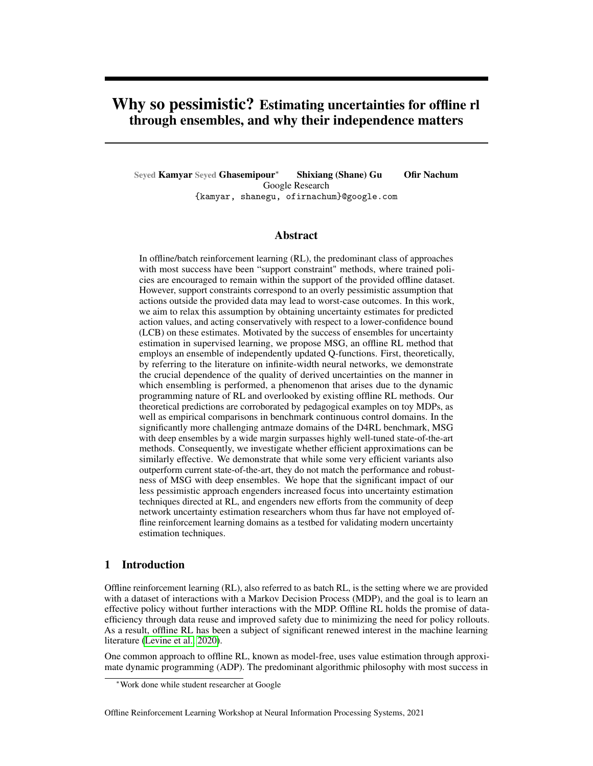# Why so pessimistic? Estimating uncertainties for offline rl through ensembles, and why their independence matters

Seyed **Kamyar** Seyed **Ghasemipour**[*] **Shixiang (Shane) Gu** **Ofir Nachum**
Google Research
{kamyar, shanegu, ofirnachum}@google.com

## Abstract

In offline/batch reinforcement learning (RL), the predominant class of approaches with most success have been "support constraint" methods, where trained policies are encouraged to remain within the support of the provided offline dataset. However, support constraints correspond to an overly pessimistic assumption that actions outside the provided data may lead to worst-case outcomes. In this work, we aim to relax this assumption by obtaining uncertainty estimates for predicted action values, and acting conservatively with respect to a lower-confidence bound (LCB) on these estimates. Motivated by the success of ensembles for uncertainty estimation in supervised learning, we propose MSG, an offline RL method that employs an ensemble of independently updated Q-functions. First, theoretically, by referring to the literature on infinite-width neural networks, we demonstrate the crucial dependence of the quality of derived uncertainties on the manner in which ensembling is performed, a phenomenon that arises due to the dynamic programming nature of RL and overlooked by existing offline RL methods. Our theoretical predictions are corroborated by pedagogical examples on toy MDPs, as well as empirical comparisons in benchmark continuous control domains. In the significantly more challenging antmaze domains of the D4RL benchmark, MSG with deep ensembles by a wide margin surpasses highly well-tuned state-of-the-art methods. Consequently, we investigate whether efficient approximations can be similarly effective. We demonstrate that while some very efficient variants also outperform current state-of-the-art, they do not match the performance and robustness of MSG with deep ensembles. We hope that the significant impact of our less pessimistic approach engenders increased focus into uncertainty estimation techniques directed at RL, and engenders new efforts from the community of deep network uncertainty estimation researchers whom thus far have not employed offline reinforcement learning domains as a testbed for validating modern uncertainty estimation techniques.

## 1 Introduction

Offline reinforcement learning (RL), also referred to as batch RL, is the setting where we are provided with a dataset of interactions with a Markov Decision Process (MDP), and the goal is to learn an effective policy without further interactions with the MDP. Offline RL holds the promise of data-efficiency through data reuse and improved safety due to minimizing the need for policy rollouts. As a result, offline RL has been a subject of significant renewed interest in the machine learning literature (Levine et al., 2020).

One common approach to offline RL, known as model-free, uses value estimation through approximate dynamic programming (ADP). The predominant algorithmic philosophy with most success in

[*]Work done while student researcher at Google

Offline Reinforcement Learning Workshop at Neural Information Processing Systems, 2021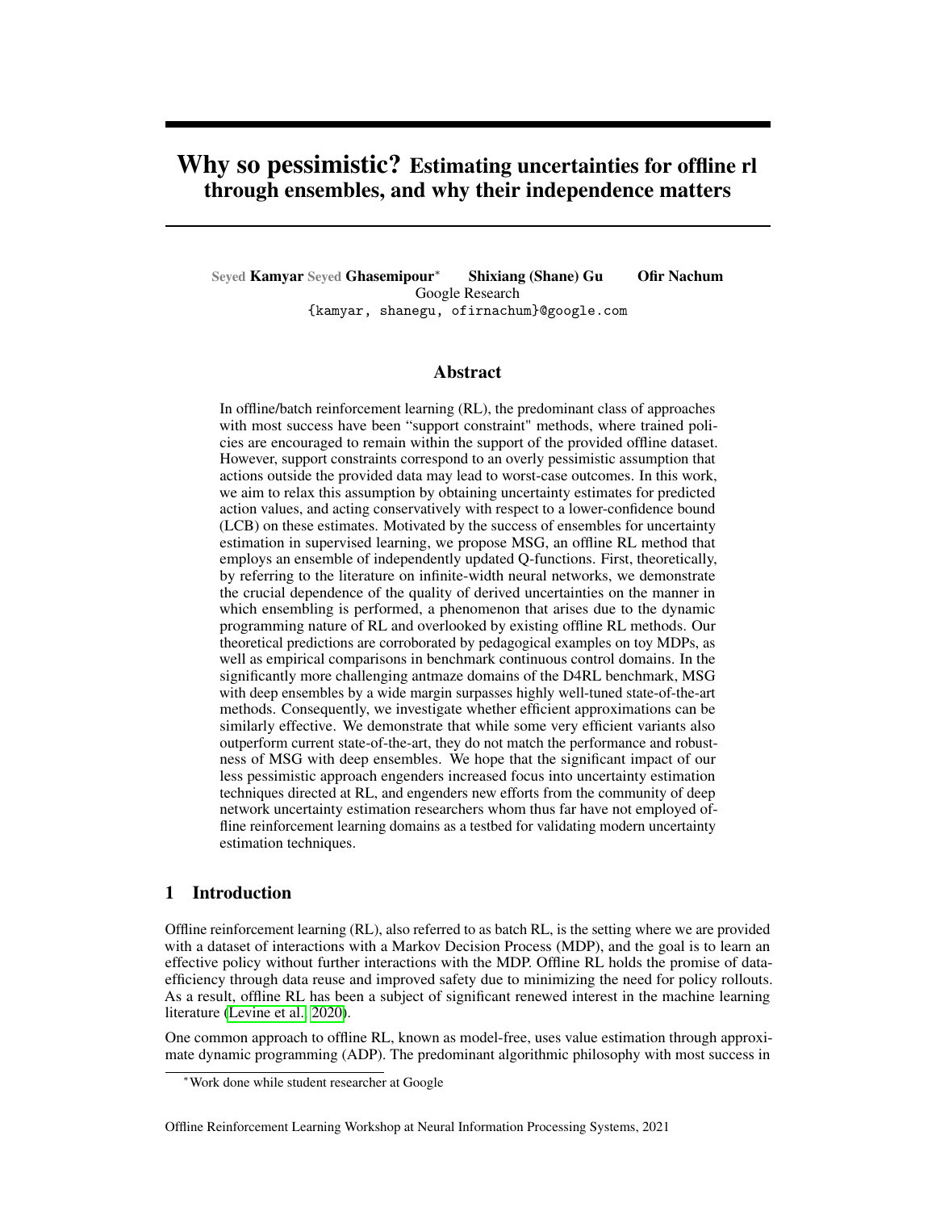# Why so pessimistic? Estimating uncertainties for offline rl through ensembles, and why their independence matters

Seyed Kamyar Seyed Ghasemipour* Shixiang (Shane) Gu Ofir Nachum
Google Research
{kamyar, shanegu, ofirnachum}@google.com

## Abstract

In offline/batch reinforcement learning (RL), the predominant class of approaches with most success have been "support constraint" methods, where trained policies are encouraged to remain within the support of the provided offline dataset. However, support constraints correspond to an overly pessimistic assumption that actions outside the provided data may lead to worst-case outcomes. In this work, we aim to relax this assumption by obtaining uncertainty estimates for predicted action values, and acting conservatively with respect to a lower-confidence bound (LCB) on these estimates. Motivated by the success of ensembles for uncertainty estimation in supervised learning, we propose MSG, an offline RL method that employs an ensemble of independently updated Q-functions. First, theoretically, by referring to the literature on infinite-width neural networks, we demonstrate the crucial dependence of the quality of derived uncertainties on the manner in which ensembling is performed, a phenomenon that arises due to the dynamic programming nature of RL and overlooked by existing offline RL methods. Our theoretical predictions are corroborated by pedagogical examples on toy MDPs, as well as empirical comparisons in benchmark continuous control domains. In the significantly more challenging antmaze domains of the D4RL benchmark, MSG with deep ensembles by a wide margin surpasses highly well-tuned state-of-the-art methods. Consequently, we investigate whether efficient approximations can be similarly effective. We demonstrate that while some very efficient variants also outperform current state-of-the-art, they do not match the performance and robustness of MSG with deep ensembles. We hope that the significant impact of our less pessimistic approach engenders increased focus into uncertainty estimation techniques directed at RL, and engenders new efforts from the community of deep network uncertainty estimation researchers whom thus far have not employed offline reinforcement learning domains as a testbed for validating modern uncertainty estimation techniques.

## 1 Introduction

Offline reinforcement learning (RL), also referred to as batch RL, is the setting where we are provided with a dataset of interactions with a Markov Decision Process (MDP), and the goal is to learn an effective policy without further interactions with the MDP. Offline RL holds the promise of data-efficiency through data reuse and improved safety due to minimizing the need for policy rollouts. As a result, offline RL has been a subject of significant renewed interest in the machine learning literature (Levine et al., 2020).

One common approach to offline RL, known as model-free, uses value estimation through approximate dynamic programming (ADP). The predominant algorithmic philosophy with most success in

*Work done while student researcher at Google

Offline Reinforcement Learning Workshop at Neural Information Processing Systems, 2021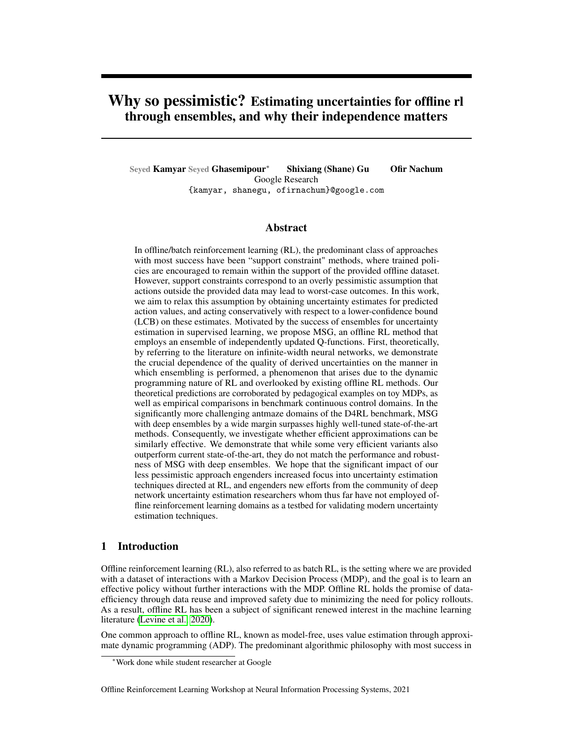# Why so pessimistic? Estimating uncertainties for offline rl through ensembles, and why their independence matters

Seyed Kamyar Seyed Ghasemipour* Shixiang (Shane) Gu Ofir Nachum
Google Research
{kamyar, shanegu, ofirnachum}@google.com

## Abstract

In offline/batch reinforcement learning (RL), the predominant class of approaches with most success have been "support constraint" methods, where trained policies are encouraged to remain within the support of the provided offline dataset. However, support constraints correspond to an overly pessimistic assumption that actions outside the provided data may lead to worst-case outcomes. In this work, we aim to relax this assumption by obtaining uncertainty estimates for predicted action values, and acting conservatively with respect to a lower-confidence bound (LCB) on these estimates. Motivated by the success of ensembles for uncertainty estimation in supervised learning, we propose MSG, an offline RL method that employs an ensemble of independently updated Q-functions. First, theoretically, by referring to the literature on infinite-width neural networks, we demonstrate the crucial dependence of the quality of derived uncertainties on the manner in which ensembling is performed, a phenomenon that arises due to the dynamic programming nature of RL and overlooked by existing offline RL methods. Our theoretical predictions are corroborated by pedagogical examples on toy MDPs, as well as empirical comparisons in benchmark continuous control domains. In the significantly more challenging antmaze domains of the D4RL benchmark, MSG with deep ensembles by a wide margin surpasses highly well-tuned state-of-the-art methods. Consequently, we investigate whether efficient approximations can be similarly effective. We demonstrate that while some very efficient variants also outperform current state-of-the-art, they do not match the performance and robustness of MSG with deep ensembles. We hope that the significant impact of our less pessimistic approach engenders increased focus into uncertainty estimation techniques directed at RL, and engenders new efforts from the community of deep network uncertainty estimation researchers whom thus far have not employed offline reinforcement learning domains as a testbed for validating modern uncertainty estimation techniques.

## 1 Introduction

Offline reinforcement learning (RL), also referred to as batch RL, is the setting where we are provided with a dataset of interactions with a Markov Decision Process (MDP), and the goal is to learn an effective policy without further interactions with the MDP. Offline RL holds the promise of data-efficiency through data reuse and improved safety due to minimizing the need for policy rollouts. As a result, offline RL has been a subject of significant renewed interest in the machine learning literature (Levine et al., 2020).

One common approach to offline RL, known as model-free, uses value estimation through approximate dynamic programming (ADP). The predominant algorithmic philosophy with most success in

*Work done while student researcher at Google

Offline Reinforcement Learning Workshop at Neural Information Processing Systems, 2021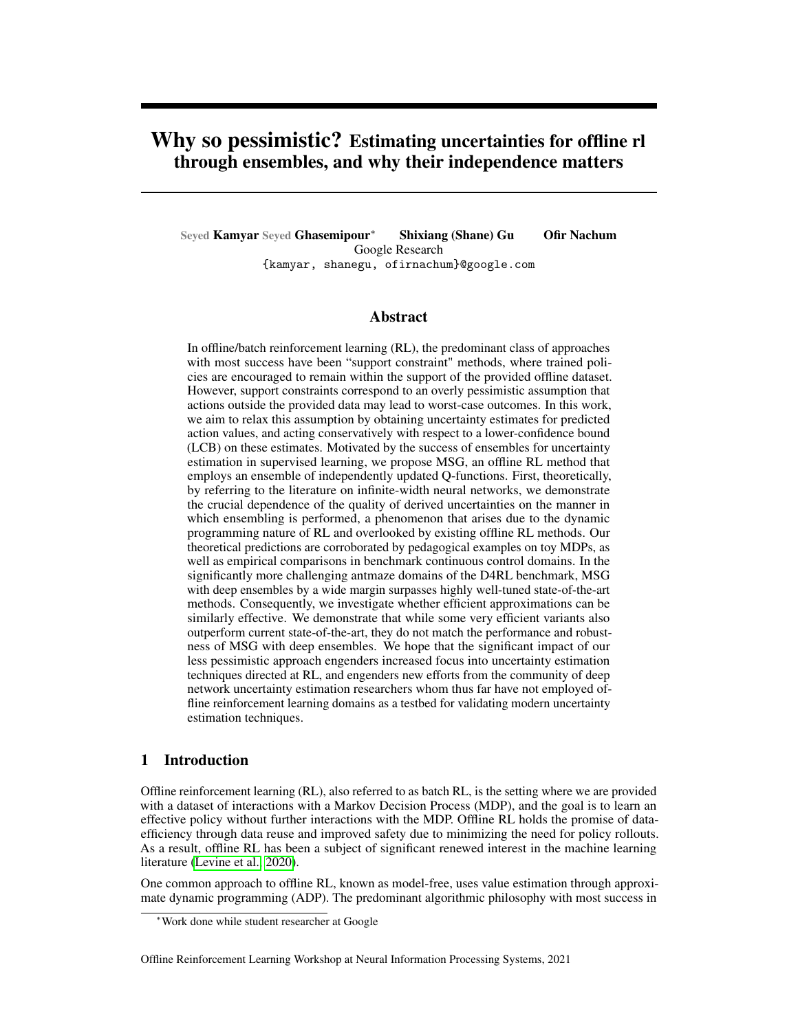# Why so pessimistic? Estimating uncertainties for offline rl through ensembles, and why their independence matters

Seyed **Kamyar** Seyed **Ghasemipour**[*] **Shixiang (Shane) Gu** **Ofir Nachum**
Google Research
{kamyar, shanegu, ofirnachum}@google.com

## Abstract

In offline/batch reinforcement learning (RL), the predominant class of approaches with most success have been "support constraint" methods, where trained policies are encouraged to remain within the support of the provided offline dataset. However, support constraints correspond to an overly pessimistic assumption that actions outside the provided data may lead to worst-case outcomes. In this work, we aim to relax this assumption by obtaining uncertainty estimates for predicted action values, and acting conservatively with respect to a lower-confidence bound (LCB) on these estimates. Motivated by the success of ensembles for uncertainty estimation in supervised learning, we propose MSG, an offline RL method that employs an ensemble of independently updated Q-functions. First, theoretically, by referring to the literature on infinite-width neural networks, we demonstrate the crucial dependence of the quality of derived uncertainties on the manner in which ensembling is performed, a phenomenon that arises due to the dynamic programming nature of RL and overlooked by existing offline RL methods. Our theoretical predictions are corroborated by pedagogical examples on toy MDPs, as well as empirical comparisons in benchmark continuous control domains. In the significantly more challenging antmaze domains of the D4RL benchmark, MSG with deep ensembles by a wide margin surpasses highly well-tuned state-of-the-art methods. Consequently, we investigate whether efficient approximations can be similarly effective. We demonstrate that while some very efficient variants also outperform current state-of-the-art, they do not match the performance and robustness of MSG with deep ensembles. We hope that the significant impact of our less pessimistic approach engenders increased focus into uncertainty estimation techniques directed at RL, and engenders new efforts from the community of deep network uncertainty estimation researchers whom thus far have not employed offline reinforcement learning domains as a testbed for validating modern uncertainty estimation techniques.

## 1 Introduction

Offline reinforcement learning (RL), also referred to as batch RL, is the setting where we are provided with a dataset of interactions with a Markov Decision Process (MDP), and the goal is to learn an effective policy without further interactions with the MDP. Offline RL holds the promise of data-efficiency through data reuse and improved safety due to minimizing the need for policy rollouts. As a result, offline RL has been a subject of significant renewed interest in the machine learning literature (Levine et al., 2020).

One common approach to offline RL, known as model-free, uses value estimation through approximate dynamic programming (ADP). The predominant algorithmic philosophy with most success in

[*]Work done while student researcher at Google

Offline Reinforcement Learning Workshop at Neural Information Processing Systems, 2021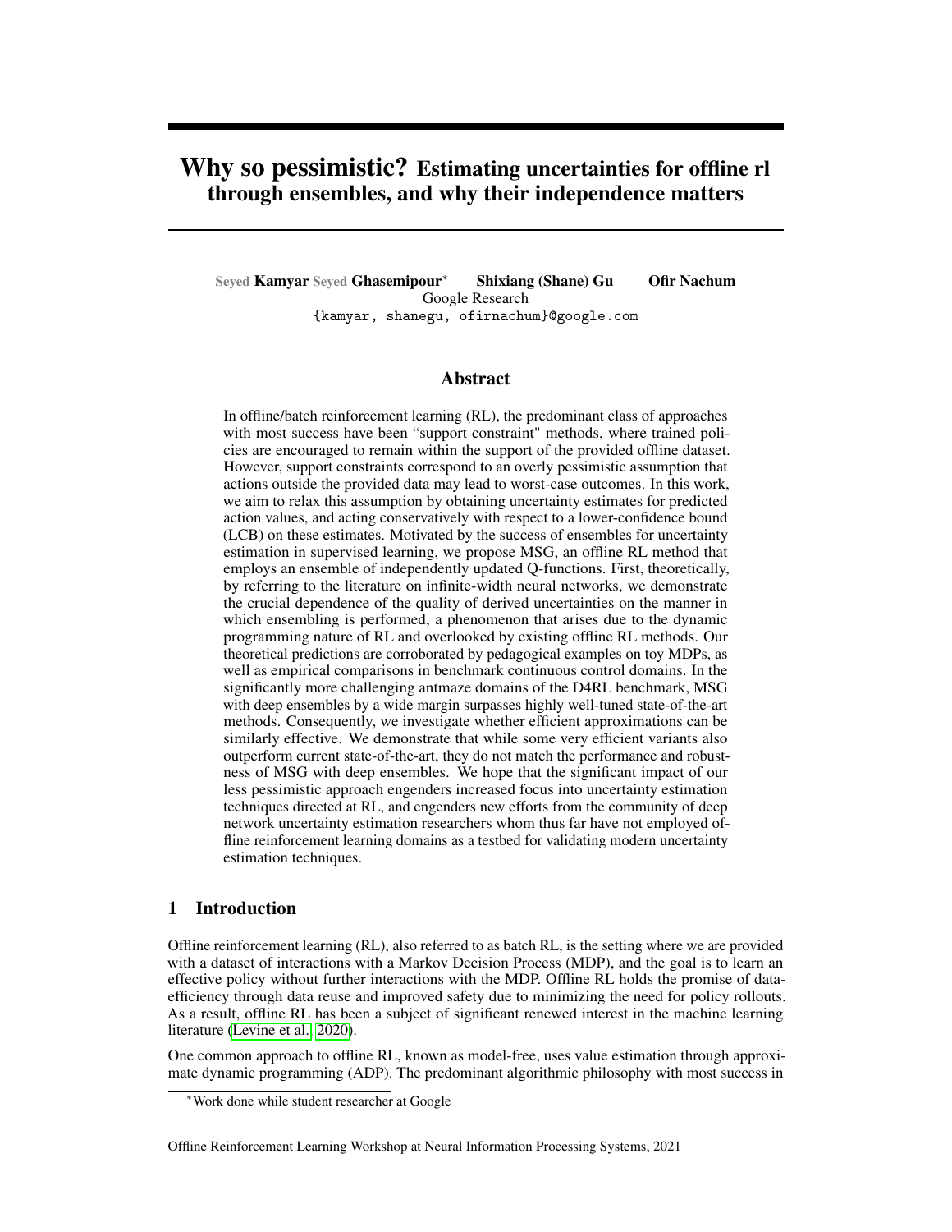# Why so pessimistic? Estimating uncertainties for offline rl through ensembles, and why their independence matters

Seyed Kamyar Seyed Ghasemipour* Shixiang (Shane) Gu Ofir Nachum
Google Research
{kamyar, shanegu, ofirnachum}@google.com

## Abstract

In offline/batch reinforcement learning (RL), the predominant class of approaches with most success have been "support constraint" methods, where trained policies are encouraged to remain within the support of the provided offline dataset. However, support constraints correspond to an overly pessimistic assumption that actions outside the provided data may lead to worst-case outcomes. In this work, we aim to relax this assumption by obtaining uncertainty estimates for predicted action values, and acting conservatively with respect to a lower-confidence bound (LCB) on these estimates. Motivated by the success of ensembles for uncertainty estimation in supervised learning, we propose MSG, an offline RL method that employs an ensemble of independently updated Q-functions. First, theoretically, by referring to the literature on infinite-width neural networks, we demonstrate the crucial dependence of the quality of derived uncertainties on the manner in which ensembling is performed, a phenomenon that arises due to the dynamic programming nature of RL and overlooked by existing offline RL methods. Our theoretical predictions are corroborated by pedagogical examples on toy MDPs, as well as empirical comparisons in benchmark continuous control domains. In the significantly more challenging antmaze domains of the D4RL benchmark, MSG with deep ensembles by a wide margin surpasses highly well-tuned state-of-the-art methods. Consequently, we investigate whether efficient approximations can be similarly effective. We demonstrate that while some very efficient variants also outperform current state-of-the-art, they do not match the performance and robustness of MSG with deep ensembles. We hope that the significant impact of our less pessimistic approach engenders increased focus into uncertainty estimation techniques directed at RL, and engenders new efforts from the community of deep network uncertainty estimation researchers whom thus far have not employed offline reinforcement learning domains as a testbed for validating modern uncertainty estimation techniques.

## 1 Introduction

Offline reinforcement learning (RL), also referred to as batch RL, is the setting where we are provided with a dataset of interactions with a Markov Decision Process (MDP), and the goal is to learn an effective policy without further interactions with the MDP. Offline RL holds the promise of data-efficiency through data reuse and improved safety due to minimizing the need for policy rollouts. As a result, offline RL has been a subject of significant renewed interest in the machine learning literature (Levine et al., 2020).

One common approach to offline RL, known as model-free, uses value estimation through approximate dynamic programming (ADP). The predominant algorithmic philosophy with most success in

*Work done while student researcher at Google

Offline Reinforcement Learning Workshop at Neural Information Processing Systems, 2021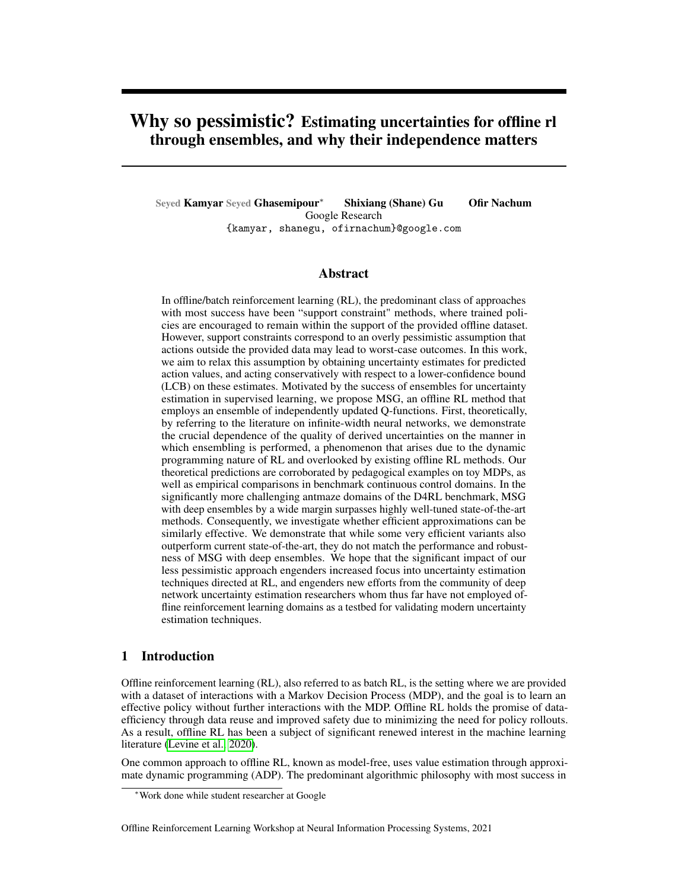# Why so pessimistic? Estimating uncertainties for offline rl through ensembles, and why their independence matters

Seyed Kamyar Seyed Ghasemipour* Shixiang (Shane) Gu Ofir Nachum
Google Research
{kamyar, shanegu, ofirnachum}@google.com

## Abstract

In offline/batch reinforcement learning (RL), the predominant class of approaches with most success have been "support constraint" methods, where trained policies are encouraged to remain within the support of the provided offline dataset. However, support constraints correspond to an overly pessimistic assumption that actions outside the provided data may lead to worst-case outcomes. In this work, we aim to relax this assumption by obtaining uncertainty estimates for predicted action values, and acting conservatively with respect to a lower-confidence bound (LCB) on these estimates. Motivated by the success of ensembles for uncertainty estimation in supervised learning, we propose MSG, an offline RL method that employs an ensemble of independently updated Q-functions. First, theoretically, by referring to the literature on infinite-width neural networks, we demonstrate the crucial dependence of the quality of derived uncertainties on the manner in which ensembling is performed, a phenomenon that arises due to the dynamic programming nature of RL and overlooked by existing offline RL methods. Our theoretical predictions are corroborated by pedagogical examples on toy MDPs, as well as empirical comparisons in benchmark continuous control domains. In the significantly more challenging antmaze domains of the D4RL benchmark, MSG with deep ensembles by a wide margin surpasses highly well-tuned state-of-the-art methods. Consequently, we investigate whether efficient approximations can be similarly effective. We demonstrate that while some very efficient variants also outperform current state-of-the-art, they do not match the performance and robustness of MSG with deep ensembles. We hope that the significant impact of our less pessimistic approach engenders increased focus into uncertainty estimation techniques directed at RL, and engenders new efforts from the community of deep network uncertainty estimation researchers whom thus far have not employed offline reinforcement learning domains as a testbed for validating modern uncertainty estimation techniques.

## 1 Introduction

Offline reinforcement learning (RL), also referred to as batch RL, is the setting where we are provided with a dataset of interactions with a Markov Decision Process (MDP), and the goal is to learn an effective policy without further interactions with the MDP. Offline RL holds the promise of data-efficiency through data reuse and improved safety due to minimizing the need for policy rollouts. As a result, offline RL has been a subject of significant renewed interest in the machine learning literature (Levine et al., 2020).

One common approach to offline RL, known as model-free, uses value estimation through approximate dynamic programming (ADP). The predominant algorithmic philosophy with most success in

*Work done while student researcher at Google

Offline Reinforcement Learning Workshop at Neural Information Processing Systems, 2021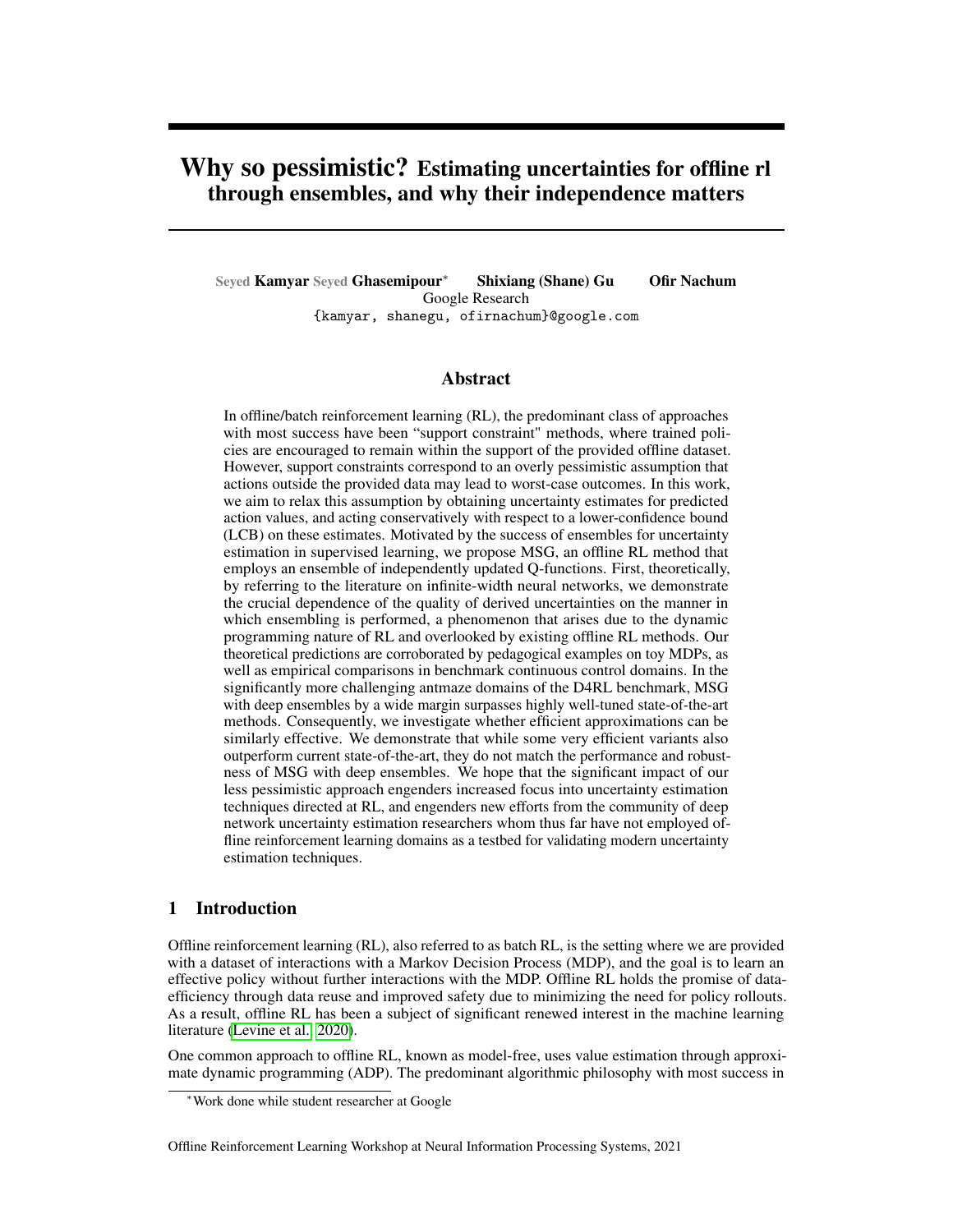# Why so pessimistic? Estimating uncertainties for offline rl through ensembles, and why their independence matters

Seyed Kamyar Seyed Ghasemipour* Shixiang (Shane) Gu Ofir Nachum
Google Research
{kamyar, shanegu, ofirnachum}@google.com

## Abstract

In offline/batch reinforcement learning (RL), the predominant class of approaches with most success have been "support constraint" methods, where trained policies are encouraged to remain within the support of the provided offline dataset. However, support constraints correspond to an overly pessimistic assumption that actions outside the provided data may lead to worst-case outcomes. In this work, we aim to relax this assumption by obtaining uncertainty estimates for predicted action values, and acting conservatively with respect to a lower-confidence bound (LCB) on these estimates. Motivated by the success of ensembles for uncertainty estimation in supervised learning, we propose MSG, an offline RL method that employs an ensemble of independently updated Q-functions. First, theoretically, by referring to the literature on infinite-width neural networks, we demonstrate the crucial dependence of the quality of derived uncertainties on the manner in which ensembling is performed, a phenomenon that arises due to the dynamic programming nature of RL and overlooked by existing offline RL methods. Our theoretical predictions are corroborated by pedagogical examples on toy MDPs, as well as empirical comparisons in benchmark continuous control domains. In the significantly more challenging antmaze domains of the D4RL benchmark, MSG with deep ensembles by a wide margin surpasses highly well-tuned state-of-the-art methods. Consequently, we investigate whether efficient approximations can be similarly effective. We demonstrate that while some very efficient variants also outperform current state-of-the-art, they do not match the performance and robustness of MSG with deep ensembles. We hope that the significant impact of our less pessimistic approach engenders increased focus into uncertainty estimation techniques directed at RL, and engenders new efforts from the community of deep network uncertainty estimation researchers whom thus far have not employed offline reinforcement learning domains as a testbed for validating modern uncertainty estimation techniques.

## 1 Introduction

Offline reinforcement learning (RL), also referred to as batch RL, is the setting where we are provided with a dataset of interactions with a Markov Decision Process (MDP), and the goal is to learn an effective policy without further interactions with the MDP. Offline RL holds the promise of data-efficiency through data reuse and improved safety due to minimizing the need for policy rollouts. As a result, offline RL has been a subject of significant renewed interest in the machine learning literature (Levine et al., 2020).

One common approach to offline RL, known as model-free, uses value estimation through approximate dynamic programming (ADP). The predominant algorithmic philosophy with most success in

*Work done while student researcher at Google

Offline Reinforcement Learning Workshop at Neural Information Processing Systems, 2021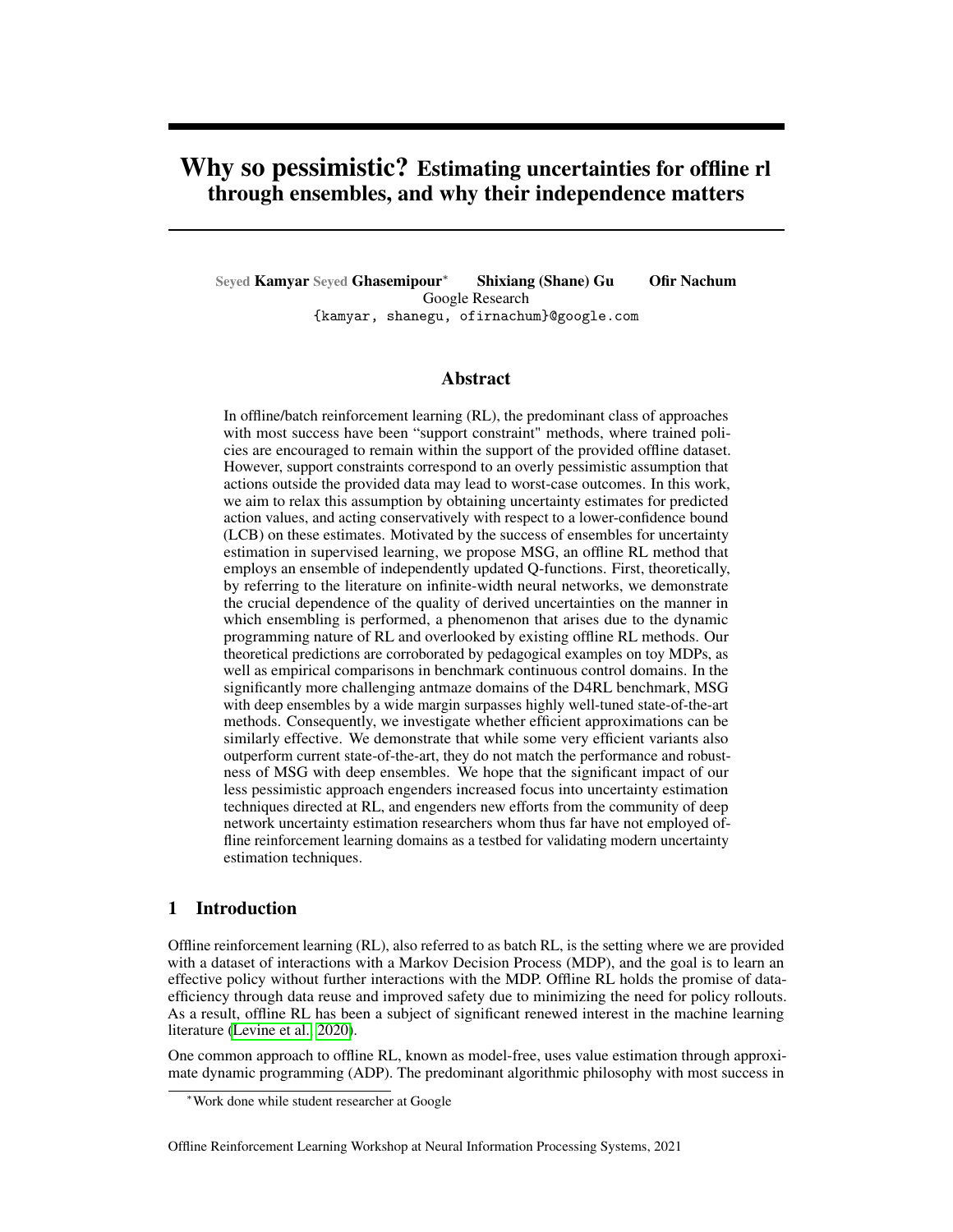# Why so pessimistic? Estimating uncertainties for offline rl through ensembles, and why their independence matters

Seyed **Kamyar** Seyed **Ghasemipour**[*] **Shixiang (Shane) Gu** **Ofir Nachum**
Google Research
{kamyar, shanegu, ofirnachum}@google.com

## Abstract

In offline/batch reinforcement learning (RL), the predominant class of approaches with most success have been "support constraint" methods, where trained policies are encouraged to remain within the support of the provided offline dataset. However, support constraints correspond to an overly pessimistic assumption that actions outside the provided data may lead to worst-case outcomes. In this work, we aim to relax this assumption by obtaining uncertainty estimates for predicted action values, and acting conservatively with respect to a lower-confidence bound (LCB) on these estimates. Motivated by the success of ensembles for uncertainty estimation in supervised learning, we propose MSG, an offline RL method that employs an ensemble of independently updated Q-functions. First, theoretically, by referring to the literature on infinite-width neural networks, we demonstrate the crucial dependence of the quality of derived uncertainties on the manner in which ensembling is performed, a phenomenon that arises due to the dynamic programming nature of RL and overlooked by existing offline RL methods. Our theoretical predictions are corroborated by pedagogical examples on toy MDPs, as well as empirical comparisons in benchmark continuous control domains. In the significantly more challenging antmaze domains of the D4RL benchmark, MSG with deep ensembles by a wide margin surpasses highly well-tuned state-of-the-art methods. Consequently, we investigate whether efficient approximations can be similarly effective. We demonstrate that while some very efficient variants also outperform current state-of-the-art, they do not match the performance and robustness of MSG with deep ensembles. We hope that the significant impact of our less pessimistic approach engenders increased focus into uncertainty estimation techniques directed at RL, and engenders new efforts from the community of deep network uncertainty estimation researchers whom thus far have not employed offline reinforcement learning domains as a testbed for validating modern uncertainty estimation techniques.

## 1 Introduction

Offline reinforcement learning (RL), also referred to as batch RL, is the setting where we are provided with a dataset of interactions with a Markov Decision Process (MDP), and the goal is to learn an effective policy without further interactions with the MDP. Offline RL holds the promise of data-efficiency through data reuse and improved safety due to minimizing the need for policy rollouts. As a result, offline RL has been a subject of significant renewed interest in the machine learning literature (Levine et al., 2020).

One common approach to offline RL, known as model-free, uses value estimation through approximate dynamic programming (ADP). The predominant algorithmic philosophy with most success in

[*]Work done while student researcher at Google

Offline Reinforcement Learning Workshop at Neural Information Processing Systems, 2021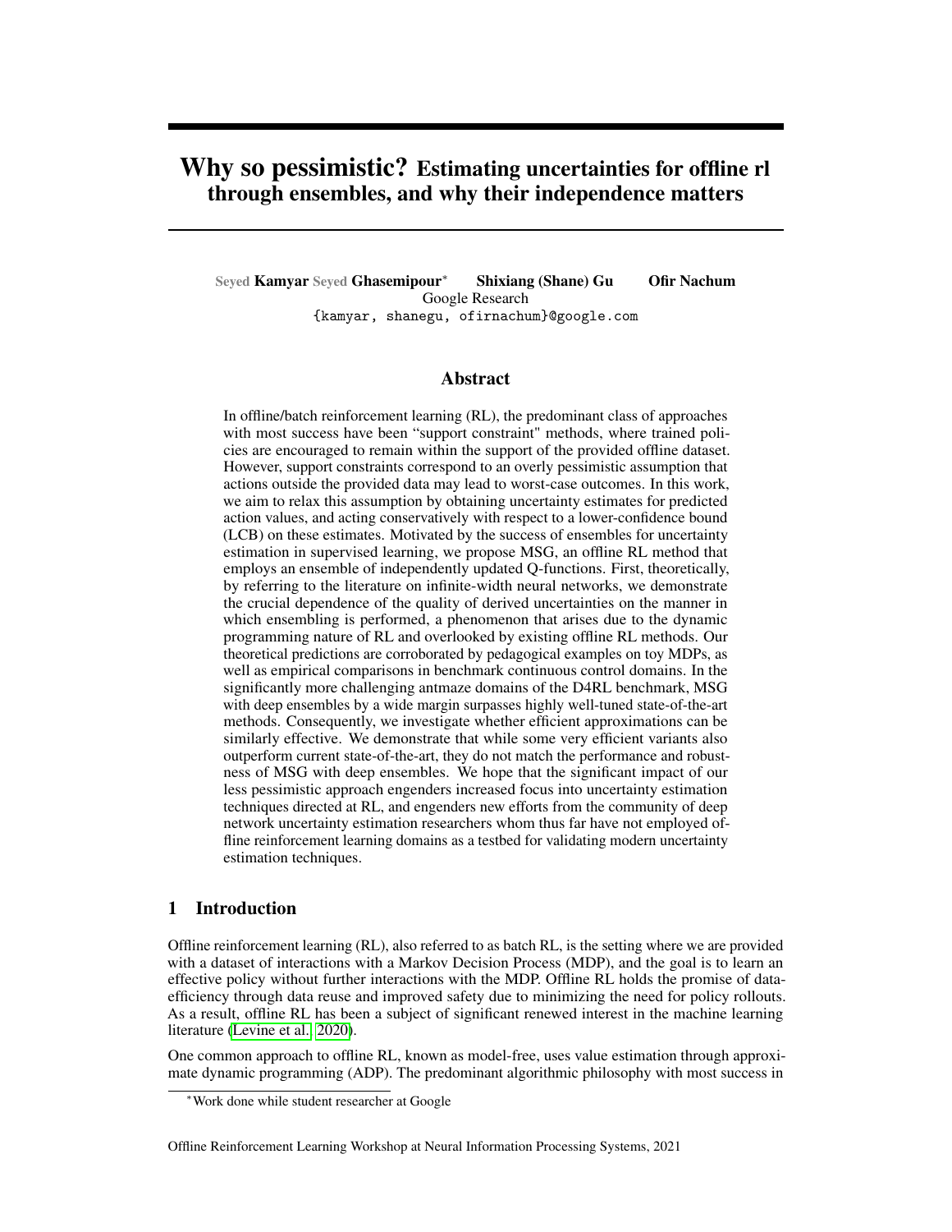# Why so pessimistic? Estimating uncertainties for offline rl through ensembles, and why their independence matters

Seyed Kamyar Seyed Ghasemipour[*]  Shixiang (Shane) Gu  Ofir Nachum
Google Research
{kamyar, shanegu, ofirnachum}@google.com

## Abstract

In offline/batch reinforcement learning (RL), the predominant class of approaches with most success have been "support constraint" methods, where trained policies are encouraged to remain within the support of the provided offline dataset. However, support constraints correspond to an overly pessimistic assumption that actions outside the provided data may lead to worst-case outcomes. In this work, we aim to relax this assumption by obtaining uncertainty estimates for predicted action values, and acting conservatively with respect to a lower-confidence bound (LCB) on these estimates. Motivated by the success of ensembles for uncertainty estimation in supervised learning, we propose MSG, an offline RL method that employs an ensemble of independently updated Q-functions. First, theoretically, by referring to the literature on infinite-width neural networks, we demonstrate the crucial dependence of the quality of derived uncertainties on the manner in which ensembling is performed, a phenomenon that arises due to the dynamic programming nature of RL and overlooked by existing offline RL methods. Our theoretical predictions are corroborated by pedagogical examples on toy MDPs, as well as empirical comparisons in benchmark continuous control domains. In the significantly more challenging antmaze domains of the D4RL benchmark, MSG with deep ensembles by a wide margin surpasses highly well-tuned state-of-the-art methods. Consequently, we investigate whether efficient approximations can be similarly effective. We demonstrate that while some very efficient variants also outperform current state-of-the-art, they do not match the performance and robustness of MSG with deep ensembles. We hope that the significant impact of our less pessimistic approach engenders increased focus into uncertainty estimation techniques directed at RL, and engenders new efforts from the community of deep network uncertainty estimation researchers whom thus far have not employed offline reinforcement learning domains as a testbed for validating modern uncertainty estimation techniques.

## 1 Introduction

Offline reinforcement learning (RL), also referred to as batch RL, is the setting where we are provided with a dataset of interactions with a Markov Decision Process (MDP), and the goal is to learn an effective policy without further interactions with the MDP. Offline RL holds the promise of data-efficiency through data reuse and improved safety due to minimizing the need for policy rollouts. As a result, offline RL has been a subject of significant renewed interest in the machine learning literature (Levine et al., 2020).

One common approach to offline RL, known as model-free, uses value estimation through approximate dynamic programming (ADP). The predominant algorithmic philosophy with most success in

[*]Work done while student researcher at Google

Offline Reinforcement Learning Workshop at Neural Information Processing Systems, 2021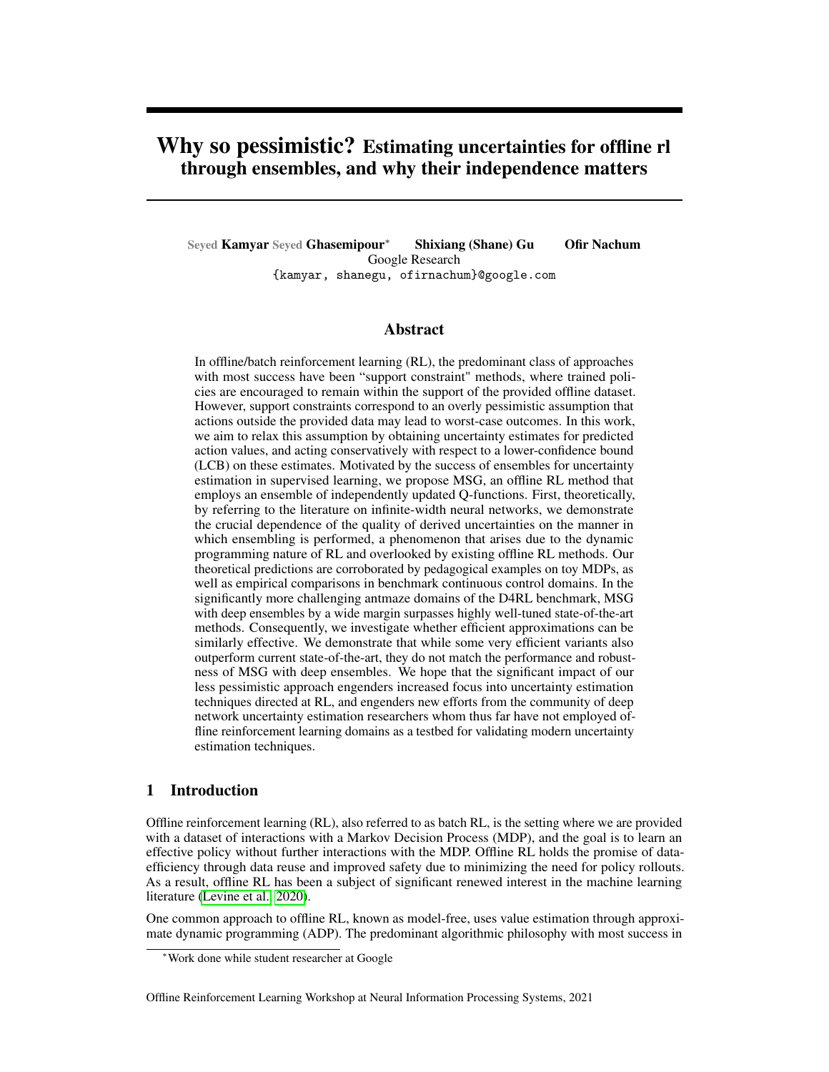# Why so pessimistic? Estimating uncertainties for offline rl through ensembles, and why their independence matters

**Seyed Kamyar Seyed Ghasemipour**[*] **Shixiang (Shane) Gu** **Ofir Nachum**
Google Research
{kamyar, shanegu, ofirnachum}@google.com

## Abstract

In offline/batch reinforcement learning (RL), the predominant class of approaches with most success have been "support constraint" methods, where trained policies are encouraged to remain within the support of the provided offline dataset. However, support constraints correspond to an overly pessimistic assumption that actions outside the provided data may lead to worst-case outcomes. In this work, we aim to relax this assumption by obtaining uncertainty estimates for predicted action values, and acting conservatively with respect to a lower-confidence bound (LCB) on these estimates. Motivated by the success of ensembles for uncertainty estimation in supervised learning, we propose MSG, an offline RL method that employs an ensemble of independently updated Q-functions. First, theoretically, by referring to the literature on infinite-width neural networks, we demonstrate the crucial dependence of the quality of derived uncertainties on the manner in which ensembling is performed, a phenomenon that arises due to the dynamic programming nature of RL and overlooked by existing offline RL methods. Our theoretical predictions are corroborated by pedagogical examples on toy MDPs, as well as empirical comparisons in benchmark continuous control domains. In the significantly more challenging antmaze domains of the D4RL benchmark, MSG with deep ensembles by a wide margin surpasses highly well-tuned state-of-the-art methods. Consequently, we investigate whether efficient approximations can be similarly effective. We demonstrate that while some very efficient variants also outperform current state-of-the-art, they do not match the performance and robustness of MSG with deep ensembles. We hope that the significant impact of our less pessimistic approach engenders increased focus into uncertainty estimation techniques directed at RL, and engenders new efforts from the community of deep network uncertainty estimation researchers whom thus far have not employed offline reinforcement learning domains as a testbed for validating modern uncertainty estimation techniques.

## 1 Introduction

Offline reinforcement learning (RL), also referred to as batch RL, is the setting where we are provided with a dataset of interactions with a Markov Decision Process (MDP), and the goal is to learn an effective policy without further interactions with the MDP. Offline RL holds the promise of data-efficiency through data reuse and improved safety due to minimizing the need for policy rollouts. As a result, offline RL has been a subject of significant renewed interest in the machine learning literature (Levine et al., 2020).

One common approach to offline RL, known as model-free, uses value estimation through approximate dynamic programming (ADP). The predominant algorithmic philosophy with most success in

[*]Work done while student researcher at Google

Offline Reinforcement Learning Workshop at Neural Information Processing Systems, 2021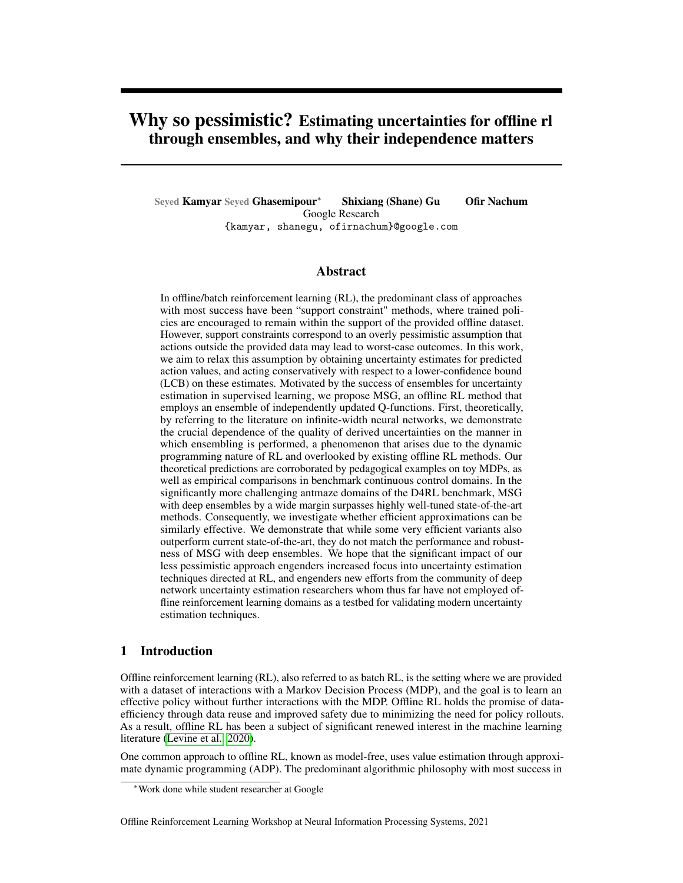# Why so pessimistic? Estimating uncertainties for offline rl through ensembles, and why their independence matters

Seyed Kamyar Seyed Ghasemipour* Shixiang (Shane) Gu Ofir Nachum
Google Research
{kamyar, shanegu, ofirnachum}@google.com

## Abstract

In offline/batch reinforcement learning (RL), the predominant class of approaches with most success have been "support constraint" methods, where trained policies are encouraged to remain within the support of the provided offline dataset. However, support constraints correspond to an overly pessimistic assumption that actions outside the provided data may lead to worst-case outcomes. In this work, we aim to relax this assumption by obtaining uncertainty estimates for predicted action values, and acting conservatively with respect to a lower-confidence bound (LCB) on these estimates. Motivated by the success of ensembles for uncertainty estimation in supervised learning, we propose MSG, an offline RL method that employs an ensemble of independently updated Q-functions. First, theoretically, by referring to the literature on infinite-width neural networks, we demonstrate the crucial dependence of the quality of derived uncertainties on the manner in which ensembling is performed, a phenomenon that arises due to the dynamic programming nature of RL and overlooked by existing offline RL methods. Our theoretical predictions are corroborated by pedagogical examples on toy MDPs, as well as empirical comparisons in benchmark continuous control domains. In the significantly more challenging antmaze domains of the D4RL benchmark, MSG with deep ensembles by a wide margin surpasses highly well-tuned state-of-the-art methods. Consequently, we investigate whether efficient approximations can be similarly effective. We demonstrate that while some very efficient variants also outperform current state-of-the-art, they do not match the performance and robustness of MSG with deep ensembles. We hope that the significant impact of our less pessimistic approach engenders increased focus into uncertainty estimation techniques directed at RL, and engenders new efforts from the community of deep network uncertainty estimation researchers whom thus far have not employed offline reinforcement learning domains as a testbed for validating modern uncertainty estimation techniques.

## 1 Introduction

Offline reinforcement learning (RL), also referred to as batch RL, is the setting where we are provided with a dataset of interactions with a Markov Decision Process (MDP), and the goal is to learn an effective policy without further interactions with the MDP. Offline RL holds the promise of data-efficiency through data reuse and improved safety due to minimizing the need for policy rollouts. As a result, offline RL has been a subject of significant renewed interest in the machine learning literature (Levine et al., 2020).

One common approach to offline RL, known as model-free, uses value estimation through approximate dynamic programming (ADP). The predominant algorithmic philosophy with most success in

*Work done while student researcher at Google

Offline Reinforcement Learning Workshop at Neural Information Processing Systems, 2021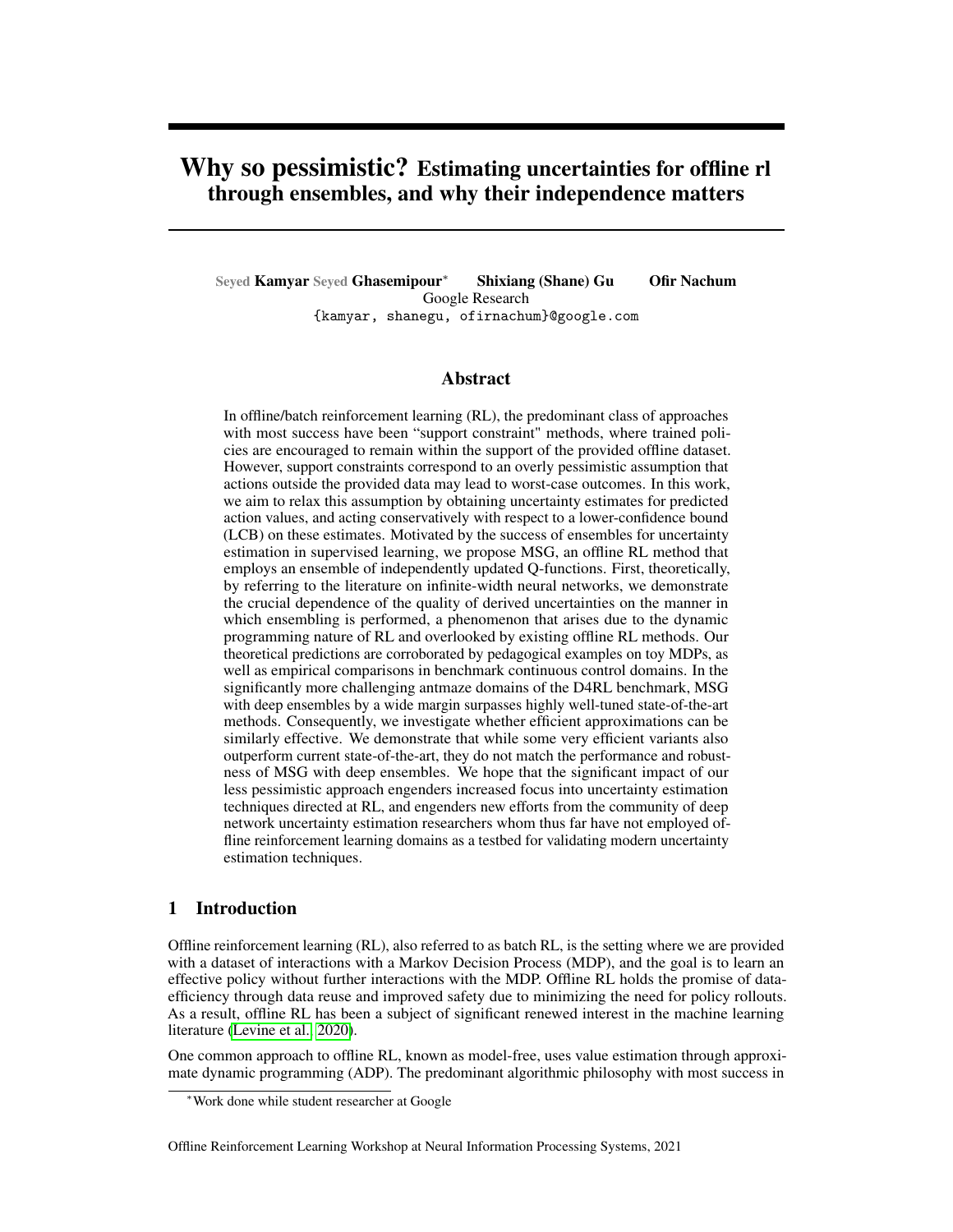# Why so pessimistic? Estimating uncertainties for offline rl through ensembles, and why their independence matters

Seyed Kamyar Seyed Ghasemipour* Shixiang (Shane) Gu Ofir Nachum
Google Research
{kamyar, shanegu, ofirnachum}@google.com

## Abstract

In offline/batch reinforcement learning (RL), the predominant class of approaches with most success have been "support constraint" methods, where trained policies are encouraged to remain within the support of the provided offline dataset. However, support constraints correspond to an overly pessimistic assumption that actions outside the provided data may lead to worst-case outcomes. In this work, we aim to relax this assumption by obtaining uncertainty estimates for predicted action values, and acting conservatively with respect to a lower-confidence bound (LCB) on these estimates. Motivated by the success of ensembles for uncertainty estimation in supervised learning, we propose MSG, an offline RL method that employs an ensemble of independently updated Q-functions. First, theoretically, by referring to the literature on infinite-width neural networks, we demonstrate the crucial dependence of the quality of derived uncertainties on the manner in which ensembling is performed, a phenomenon that arises due to the dynamic programming nature of RL and overlooked by existing offline RL methods. Our theoretical predictions are corroborated by pedagogical examples on toy MDPs, as well as empirical comparisons in benchmark continuous control domains. In the significantly more challenging antmaze domains of the D4RL benchmark, MSG with deep ensembles by a wide margin surpasses highly well-tuned state-of-the-art methods. Consequently, we investigate whether efficient approximations can be similarly effective. We demonstrate that while some very efficient variants also outperform current state-of-the-art, they do not match the performance and robustness of MSG with deep ensembles. We hope that the significant impact of our less pessimistic approach engenders increased focus into uncertainty estimation techniques directed at RL, and engenders new efforts from the community of deep network uncertainty estimation researchers whom thus far have not employed offline reinforcement learning domains as a testbed for validating modern uncertainty estimation techniques.

## 1 Introduction

Offline reinforcement learning (RL), also referred to as batch RL, is the setting where we are provided with a dataset of interactions with a Markov Decision Process (MDP), and the goal is to learn an effective policy without further interactions with the MDP. Offline RL holds the promise of data-efficiency through data reuse and improved safety due to minimizing the need for policy rollouts. As a result, offline RL has been a subject of significant renewed interest in the machine learning literature (Levine et al., 2020).

One common approach to offline RL, known as model-free, uses value estimation through approximate dynamic programming (ADP). The predominant algorithmic philosophy with most success in

*Work done while student researcher at Google

Offline Reinforcement Learning Workshop at Neural Information Processing Systems, 2021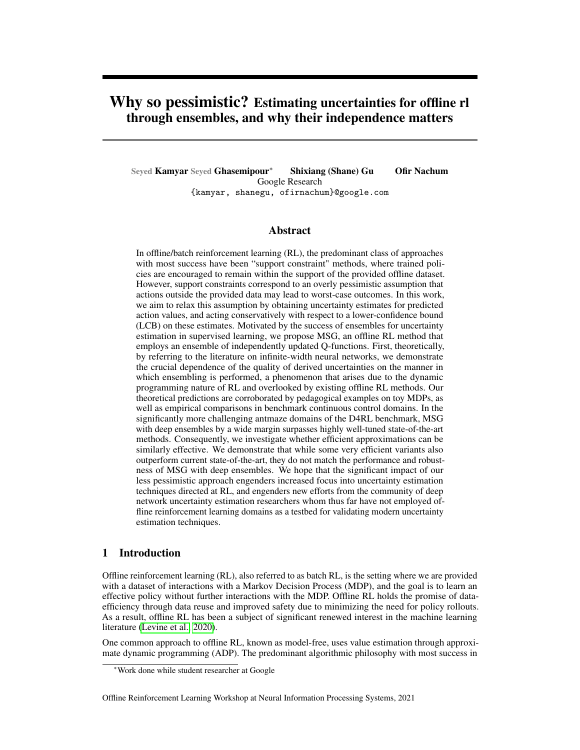# Why so pessimistic? Estimating uncertainties for offline rl through ensembles, and why their independence matters

Seyed **Kamyar** Seyed **Ghasemipour**[*] **Shixiang (Shane) Gu** **Ofir Nachum**
Google Research
{kamyar, shanegu, ofirnachum}@google.com

## Abstract

In offline/batch reinforcement learning (RL), the predominant class of approaches with most success have been "support constraint" methods, where trained policies are encouraged to remain within the support of the provided offline dataset. However, support constraints correspond to an overly pessimistic assumption that actions outside the provided data may lead to worst-case outcomes. In this work, we aim to relax this assumption by obtaining uncertainty estimates for predicted action values, and acting conservatively with respect to a lower-confidence bound (LCB) on these estimates. Motivated by the success of ensembles for uncertainty estimation in supervised learning, we propose MSG, an offline RL method that employs an ensemble of independently updated Q-functions. First, theoretically, by referring to the literature on infinite-width neural networks, we demonstrate the crucial dependence of the quality of derived uncertainties on the manner in which ensembling is performed, a phenomenon that arises due to the dynamic programming nature of RL and overlooked by existing offline RL methods. Our theoretical predictions are corroborated by pedagogical examples on toy MDPs, as well as empirical comparisons in benchmark continuous control domains. In the significantly more challenging antmaze domains of the D4RL benchmark, MSG with deep ensembles by a wide margin surpasses highly well-tuned state-of-the-art methods. Consequently, we investigate whether efficient approximations can be similarly effective. We demonstrate that while some very efficient variants also outperform current state-of-the-art, they do not match the performance and robustness of MSG with deep ensembles. We hope that the significant impact of our less pessimistic approach engenders increased focus into uncertainty estimation techniques directed at RL, and engenders new efforts from the community of deep network uncertainty estimation researchers whom thus far have not employed offline reinforcement learning domains as a testbed for validating modern uncertainty estimation techniques.

## 1 Introduction

Offline reinforcement learning (RL), also referred to as batch RL, is the setting where we are provided with a dataset of interactions with a Markov Decision Process (MDP), and the goal is to learn an effective policy without further interactions with the MDP. Offline RL holds the promise of data-efficiency through data reuse and improved safety due to minimizing the need for policy rollouts. As a result, offline RL has been a subject of significant renewed interest in the machine learning literature (Levine et al., 2020).

One common approach to offline RL, known as model-free, uses value estimation through approximate dynamic programming (ADP). The predominant algorithmic philosophy with most success in

[*]Work done while student researcher at Google

Offline Reinforcement Learning Workshop at Neural Information Processing Systems, 2021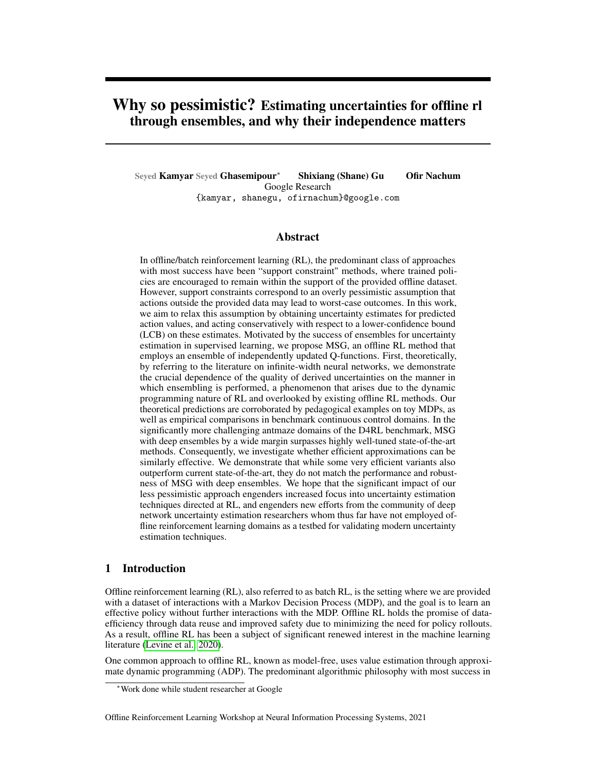# Why so pessimistic? Estimating uncertainties for offline rl through ensembles, and why their independence matters

**Seyed Kamyar Seyed Ghasemipour**[*] **Shixiang (Shane) Gu** **Ofir Nachum**
Google Research
{kamyar, shanegu, ofirnachum}@google.com

## Abstract

In offline/batch reinforcement learning (RL), the predominant class of approaches with most success have been "support constraint" methods, where trained policies are encouraged to remain within the support of the provided offline dataset. However, support constraints correspond to an overly pessimistic assumption that actions outside the provided data may lead to worst-case outcomes. In this work, we aim to relax this assumption by obtaining uncertainty estimates for predicted action values, and acting conservatively with respect to a lower-confidence bound (LCB) on these estimates. Motivated by the success of ensembles for uncertainty estimation in supervised learning, we propose MSG, an offline RL method that employs an ensemble of independently updated Q-functions. First, theoretically, by referring to the literature on infinite-width neural networks, we demonstrate the crucial dependence of the quality of derived uncertainties on the manner in which ensembling is performed, a phenomenon that arises due to the dynamic programming nature of RL and overlooked by existing offline RL methods. Our theoretical predictions are corroborated by pedagogical examples on toy MDPs, as well as empirical comparisons in benchmark continuous control domains. In the significantly more challenging antmaze domains of the D4RL benchmark, MSG with deep ensembles by a wide margin surpasses highly well-tuned state-of-the-art methods. Consequently, we investigate whether efficient approximations can be similarly effective. We demonstrate that while some very efficient variants also outperform current state-of-the-art, they do not match the performance and robustness of MSG with deep ensembles. We hope that the significant impact of our less pessimistic approach engenders increased focus into uncertainty estimation techniques directed at RL, and engenders new efforts from the community of deep network uncertainty estimation researchers whom thus far have not employed offline reinforcement learning domains as a testbed for validating modern uncertainty estimation techniques.

## 1 Introduction

Offline reinforcement learning (RL), also referred to as batch RL, is the setting where we are provided with a dataset of interactions with a Markov Decision Process (MDP), and the goal is to learn an effective policy without further interactions with the MDP. Offline RL holds the promise of data-efficiency through data reuse and improved safety due to minimizing the need for policy rollouts. As a result, offline RL has been a subject of significant renewed interest in the machine learning literature (Levine et al., 2020).

One common approach to offline RL, known as model-free, uses value estimation through approximate dynamic programming (ADP). The predominant algorithmic philosophy with most success in

[*] Work done while student researcher at Google

Offline Reinforcement Learning Workshop at Neural Information Processing Systems, 2021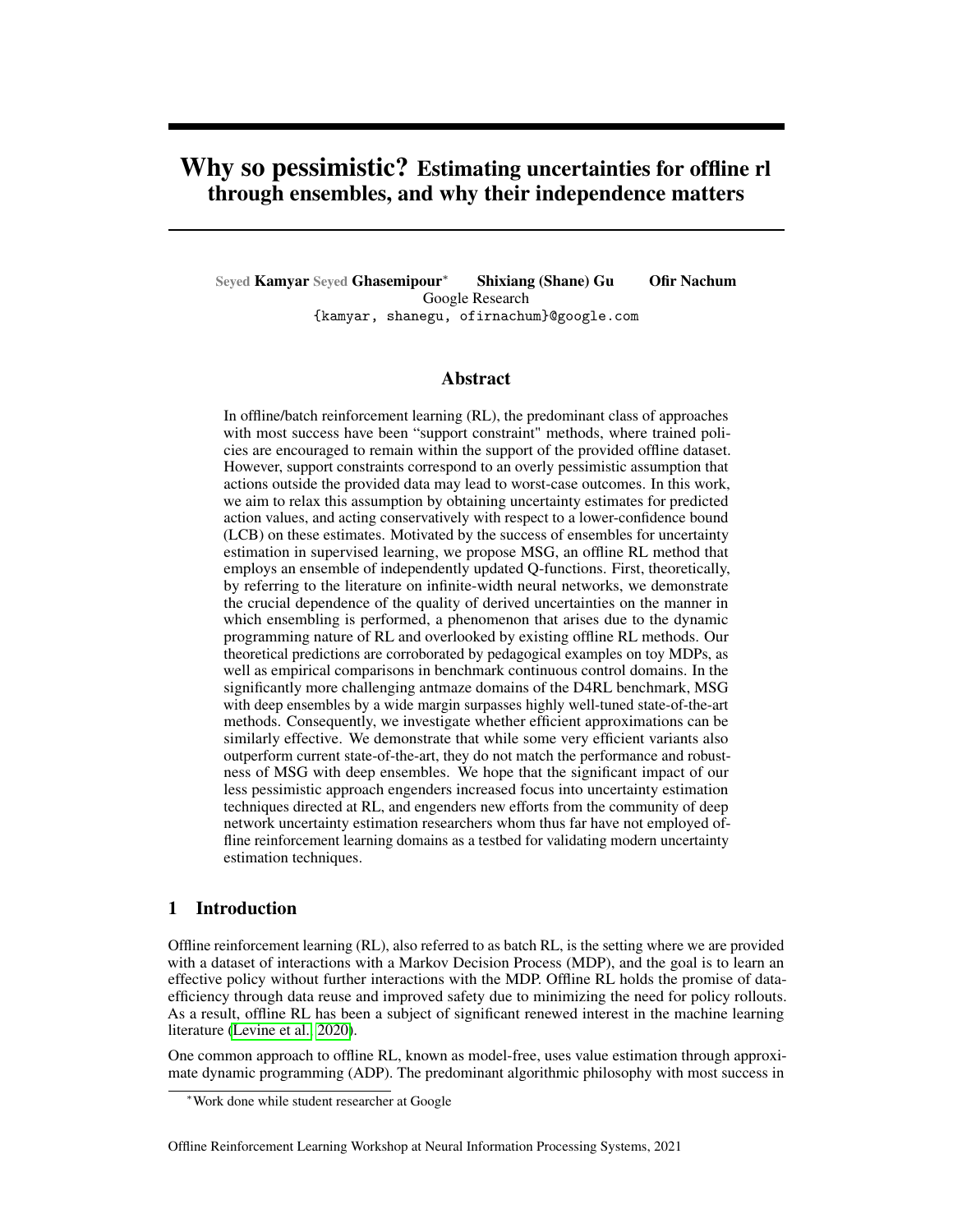# Why so pessimistic? Estimating uncertainties for offline rl through ensembles, and why their independence matters

Seyed **Kamyar** Seyed **Ghasemipour**[*] **Shixiang (Shane) Gu** **Ofir Nachum**
Google Research
{kamyar, shanegu, ofirnachum}@google.com

## Abstract

In offline/batch reinforcement learning (RL), the predominant class of approaches with most success have been "support constraint" methods, where trained policies are encouraged to remain within the support of the provided offline dataset. However, support constraints correspond to an overly pessimistic assumption that actions outside the provided data may lead to worst-case outcomes. In this work, we aim to relax this assumption by obtaining uncertainty estimates for predicted action values, and acting conservatively with respect to a lower-confidence bound (LCB) on these estimates. Motivated by the success of ensembles for uncertainty estimation in supervised learning, we propose MSG, an offline RL method that employs an ensemble of independently updated Q-functions. First, theoretically, by referring to the literature on infinite-width neural networks, we demonstrate the crucial dependence of the quality of derived uncertainties on the manner in which ensembling is performed, a phenomenon that arises due to the dynamic programming nature of RL and overlooked by existing offline RL methods. Our theoretical predictions are corroborated by pedagogical examples on toy MDPs, as well as empirical comparisons in benchmark continuous control domains. In the significantly more challenging antmaze domains of the D4RL benchmark, MSG with deep ensembles by a wide margin surpasses highly well-tuned state-of-the-art methods. Consequently, we investigate whether efficient approximations can be similarly effective. We demonstrate that while some very efficient variants also outperform current state-of-the-art, they do not match the performance and robustness of MSG with deep ensembles. We hope that the significant impact of our less pessimistic approach engenders increased focus into uncertainty estimation techniques directed at RL, and engenders new efforts from the community of deep network uncertainty estimation researchers whom thus far have not employed offline reinforcement learning domains as a testbed for validating modern uncertainty estimation techniques.

## 1 Introduction

Offline reinforcement learning (RL), also referred to as batch RL, is the setting where we are provided with a dataset of interactions with a Markov Decision Process (MDP), and the goal is to learn an effective policy without further interactions with the MDP. Offline RL holds the promise of data-efficiency through data reuse and improved safety due to minimizing the need for policy rollouts. As a result, offline RL has been a subject of significant renewed interest in the machine learning literature (Levine et al., 2020).

One common approach to offline RL, known as model-free, uses value estimation through approximate dynamic programming (ADP). The predominant algorithmic philosophy with most success in

[*]Work done while student researcher at Google

Offline Reinforcement Learning Workshop at Neural Information Processing Systems, 2021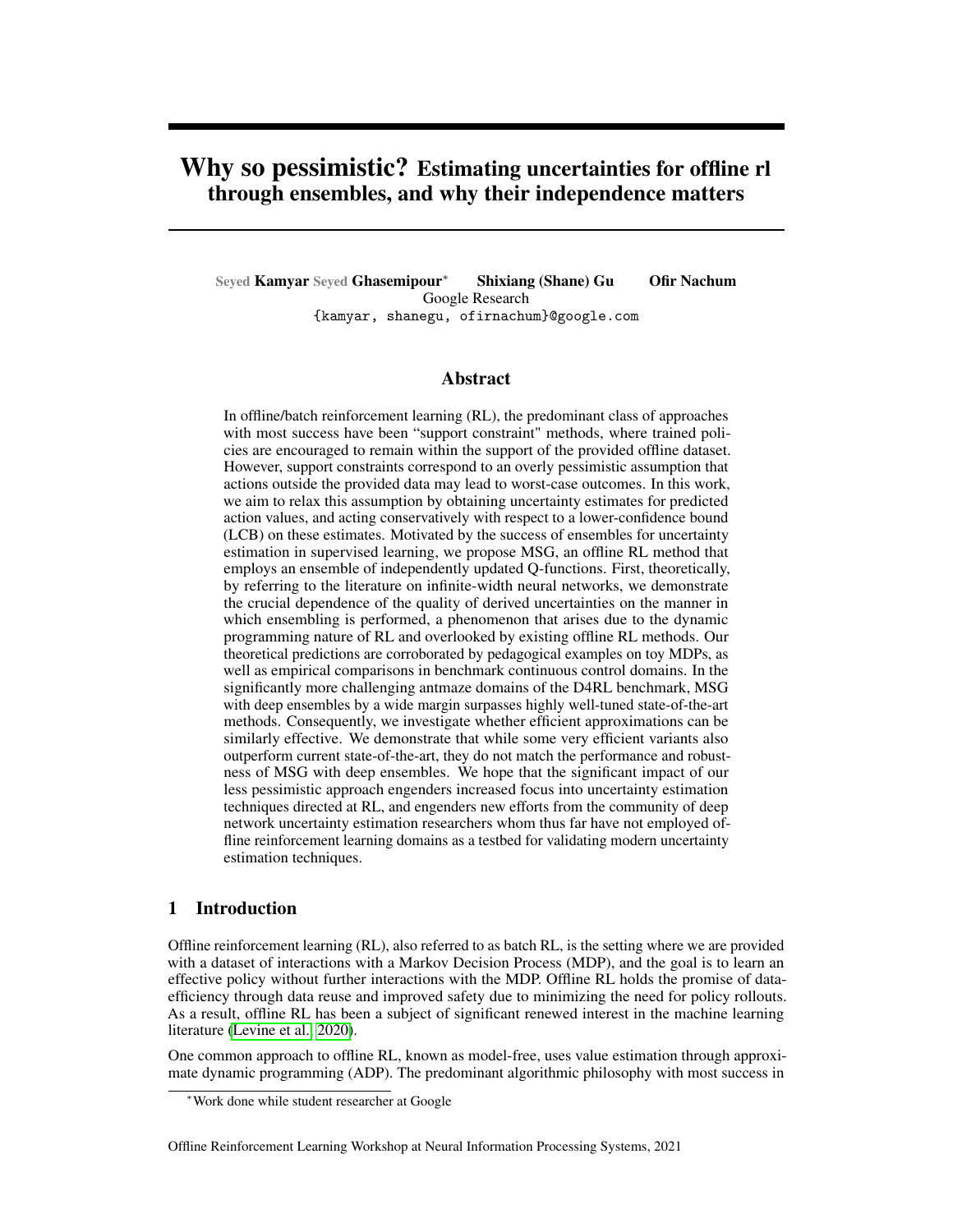# Why so pessimistic? Estimating uncertainties for offline rl through ensembles, and why their independence matters

Seyed Kamyar Seyed Ghasemipour* Shixiang (Shane) Gu Ofir Nachum
Google Research
{kamyar, shanegu, ofirnachum}@google.com

## Abstract

In offline/batch reinforcement learning (RL), the predominant class of approaches with most success have been "support constraint" methods, where trained policies are encouraged to remain within the support of the provided offline dataset. However, support constraints correspond to an overly pessimistic assumption that actions outside the provided data may lead to worst-case outcomes. In this work, we aim to relax this assumption by obtaining uncertainty estimates for predicted action values, and acting conservatively with respect to a lower-confidence bound (LCB) on these estimates. Motivated by the success of ensembles for uncertainty estimation in supervised learning, we propose MSG, an offline RL method that employs an ensemble of independently updated Q-functions. First, theoretically, by referring to the literature on infinite-width neural networks, we demonstrate the crucial dependence of the quality of derived uncertainties on the manner in which ensembling is performed, a phenomenon that arises due to the dynamic programming nature of RL and overlooked by existing offline RL methods. Our theoretical predictions are corroborated by pedagogical examples on toy MDPs, as well as empirical comparisons in benchmark continuous control domains. In the significantly more challenging antmaze domains of the D4RL benchmark, MSG with deep ensembles by a wide margin surpasses highly well-tuned state-of-the-art methods. Consequently, we investigate whether efficient approximations can be similarly effective. We demonstrate that while some very efficient variants also outperform current state-of-the-art, they do not match the performance and robustness of MSG with deep ensembles. We hope that the significant impact of our less pessimistic approach engenders increased focus into uncertainty estimation techniques directed at RL, and engenders new efforts from the community of deep network uncertainty estimation researchers whom thus far have not employed offline reinforcement learning domains as a testbed for validating modern uncertainty estimation techniques.

## 1 Introduction

Offline reinforcement learning (RL), also referred to as batch RL, is the setting where we are provided with a dataset of interactions with a Markov Decision Process (MDP), and the goal is to learn an effective policy without further interactions with the MDP. Offline RL holds the promise of data-efficiency through data reuse and improved safety due to minimizing the need for policy rollouts. As a result, offline RL has been a subject of significant renewed interest in the machine learning literature (Levine et al., 2020).

One common approach to offline RL, known as model-free, uses value estimation through approximate dynamic programming (ADP). The predominant algorithmic philosophy with most success in

*Work done while student researcher at Google

Offline Reinforcement Learning Workshop at Neural Information Processing Systems, 2021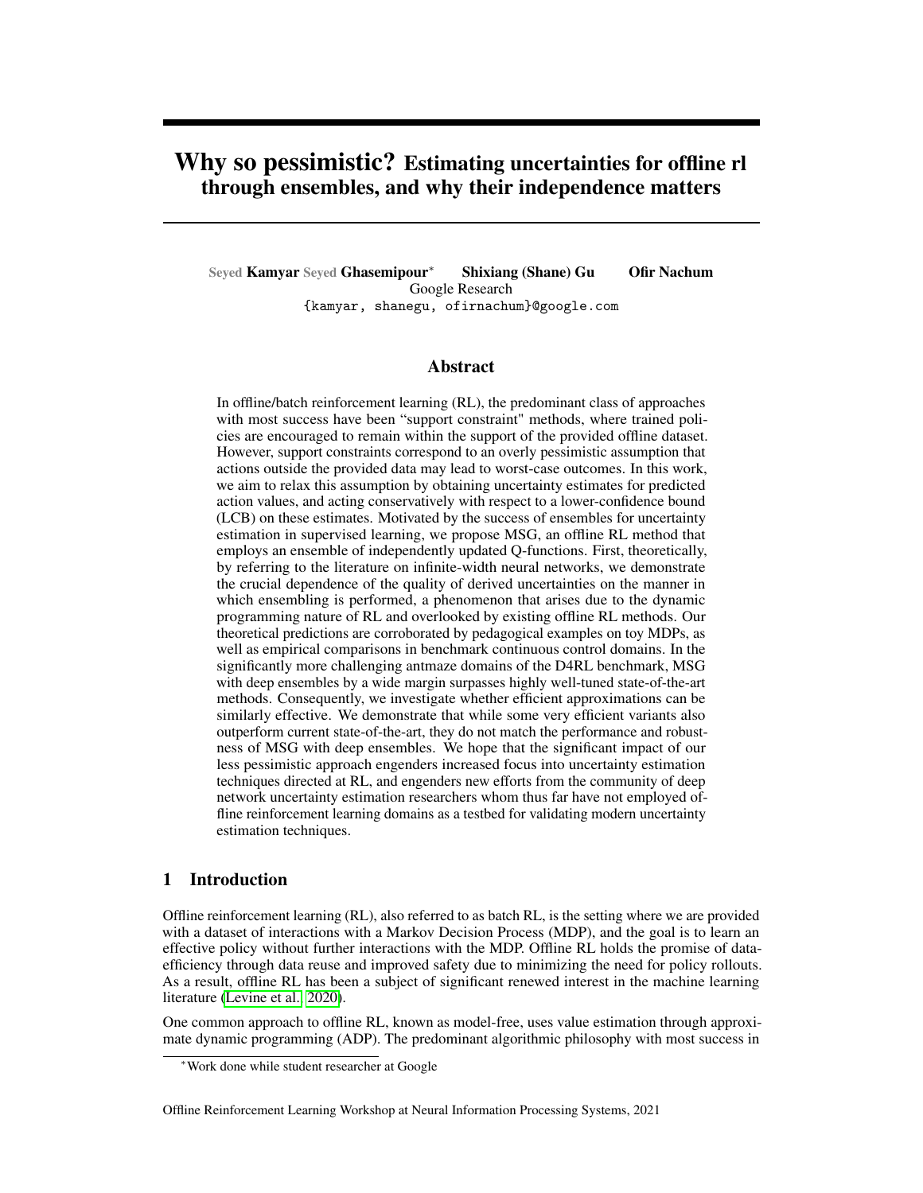# Why so pessimistic? Estimating uncertainties for offline rl through ensembles, and why their independence matters

Seyed **Kamyar** Seyed **Ghasemipour**[*] **Shixiang (Shane) Gu** **Ofir Nachum**
Google Research
{kamyar, shanegu, ofirnachum}@google.com

## Abstract

In offline/batch reinforcement learning (RL), the predominant class of approaches with most success have been "support constraint" methods, where trained policies are encouraged to remain within the support of the provided offline dataset. However, support constraints correspond to an overly pessimistic assumption that actions outside the provided data may lead to worst-case outcomes. In this work, we aim to relax this assumption by obtaining uncertainty estimates for predicted action values, and acting conservatively with respect to a lower-confidence bound (LCB) on these estimates. Motivated by the success of ensembles for uncertainty estimation in supervised learning, we propose MSG, an offline RL method that employs an ensemble of independently updated Q-functions. First, theoretically, by referring to the literature on infinite-width neural networks, we demonstrate the crucial dependence of the quality of derived uncertainties on the manner in which ensembling is performed, a phenomenon that arises due to the dynamic programming nature of RL and overlooked by existing offline RL methods. Our theoretical predictions are corroborated by pedagogical examples on toy MDPs, as well as empirical comparisons in benchmark continuous control domains. In the significantly more challenging antmaze domains of the D4RL benchmark, MSG with deep ensembles by a wide margin surpasses highly well-tuned state-of-the-art methods. Consequently, we investigate whether efficient approximations can be similarly effective. We demonstrate that while some very efficient variants also outperform current state-of-the-art, they do not match the performance and robustness of MSG with deep ensembles. We hope that the significant impact of our less pessimistic approach engenders increased focus into uncertainty estimation techniques directed at RL, and engenders new efforts from the community of deep network uncertainty estimation researchers whom thus far have not employed offline reinforcement learning domains as a testbed for validating modern uncertainty estimation techniques.

## 1 Introduction

Offline reinforcement learning (RL), also referred to as batch RL, is the setting where we are provided with a dataset of interactions with a Markov Decision Process (MDP), and the goal is to learn an effective policy without further interactions with the MDP. Offline RL holds the promise of data-efficiency through data reuse and improved safety due to minimizing the need for policy rollouts. As a result, offline RL has been a subject of significant renewed interest in the machine learning literature (Levine et al., 2020).

One common approach to offline RL, known as model-free, uses value estimation through approximate dynamic programming (ADP). The predominant algorithmic philosophy with most success in

[*]Work done while student researcher at Google

Offline Reinforcement Learning Workshop at Neural Information Processing Systems, 2021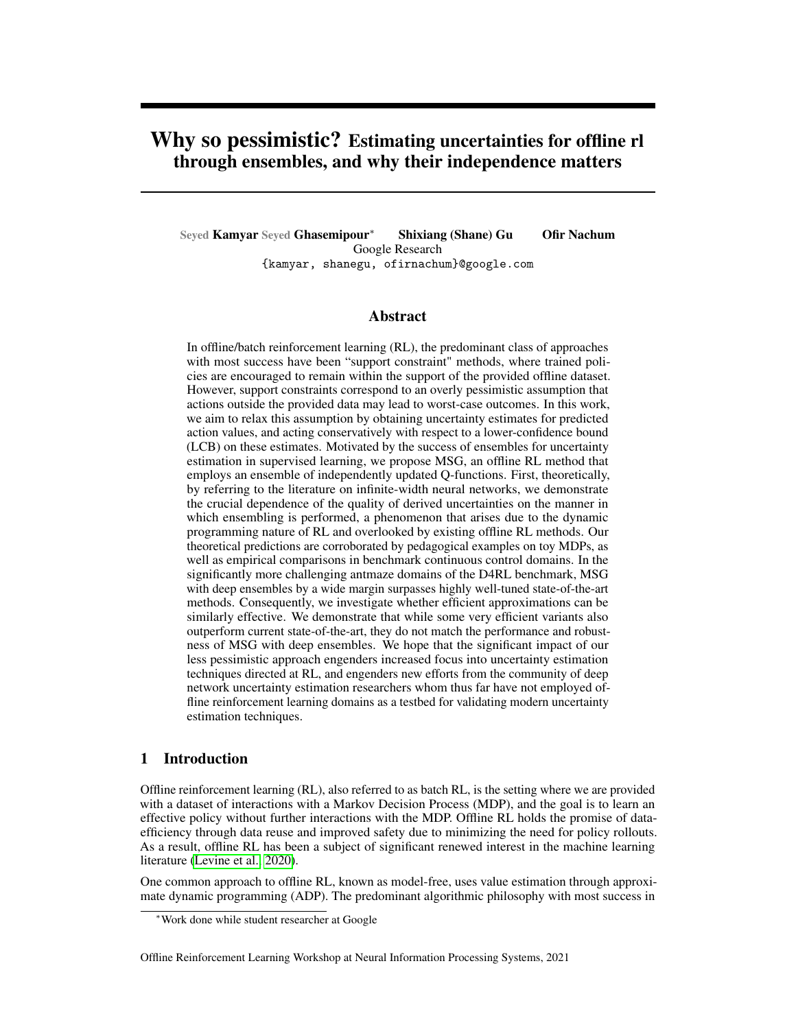# Why so pessimistic? Estimating uncertainties for offline rl through ensembles, and why their independence matters

Seyed Kamyar Seyed Ghasemipour[*] Shixiang (Shane) Gu Ofir Nachum
Google Research
{kamyar, shanegu, ofirnachum}@google.com

## Abstract

In offline/batch reinforcement learning (RL), the predominant class of approaches with most success have been "support constraint" methods, where trained policies are encouraged to remain within the support of the provided offline dataset. However, support constraints correspond to an overly pessimistic assumption that actions outside the provided data may lead to worst-case outcomes. In this work, we aim to relax this assumption by obtaining uncertainty estimates for predicted action values, and acting conservatively with respect to a lower-confidence bound (LCB) on these estimates. Motivated by the success of ensembles for uncertainty estimation in supervised learning, we propose MSG, an offline RL method that employs an ensemble of independently updated Q-functions. First, theoretically, by referring to the literature on infinite-width neural networks, we demonstrate the crucial dependence of the quality of derived uncertainties on the manner in which ensembling is performed, a phenomenon that arises due to the dynamic programming nature of RL and overlooked by existing offline RL methods. Our theoretical predictions are corroborated by pedagogical examples on toy MDPs, as well as empirical comparisons in benchmark continuous control domains. In the significantly more challenging antmaze domains of the D4RL benchmark, MSG with deep ensembles by a wide margin surpasses highly well-tuned state-of-the-art methods. Consequently, we investigate whether efficient approximations can be similarly effective. We demonstrate that while some very efficient variants also outperform current state-of-the-art, they do not match the performance and robustness of MSG with deep ensembles. We hope that the significant impact of our less pessimistic approach engenders increased focus into uncertainty estimation techniques directed at RL, and engenders new efforts from the community of deep network uncertainty estimation researchers whom thus far have not employed offline reinforcement learning domains as a testbed for validating modern uncertainty estimation techniques.

## 1 Introduction

Offline reinforcement learning (RL), also referred to as batch RL, is the setting where we are provided with a dataset of interactions with a Markov Decision Process (MDP), and the goal is to learn an effective policy without further interactions with the MDP. Offline RL holds the promise of data-efficiency through data reuse and improved safety due to minimizing the need for policy rollouts. As a result, offline RL has been a subject of significant renewed interest in the machine learning literature (Levine et al., 2020).

One common approach to offline RL, known as model-free, uses value estimation through approximate dynamic programming (ADP). The predominant algorithmic philosophy with most success in

[*]Work done while student researcher at Google

Offline Reinforcement Learning Workshop at Neural Information Processing Systems, 2021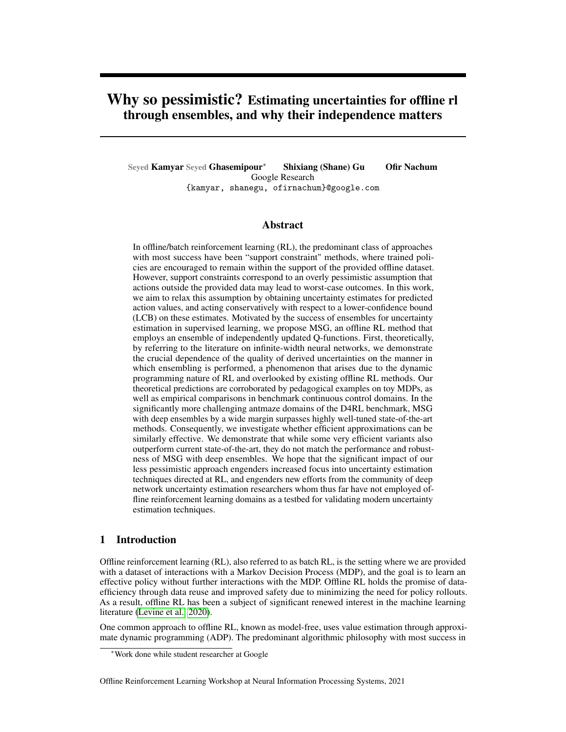# Why so pessimistic? Estimating uncertainties for offline rl through ensembles, and why their independence matters

Seyed Kamyar Seyed Ghasemipour* Shixiang (Shane) Gu Ofir Nachum
Google Research
{kamyar, shanegu, ofirnachum}@google.com

## Abstract

In offline/batch reinforcement learning (RL), the predominant class of approaches with most success have been "support constraint" methods, where trained policies are encouraged to remain within the support of the provided offline dataset. However, support constraints correspond to an overly pessimistic assumption that actions outside the provided data may lead to worst-case outcomes. In this work, we aim to relax this assumption by obtaining uncertainty estimates for predicted action values, and acting conservatively with respect to a lower-confidence bound (LCB) on these estimates. Motivated by the success of ensembles for uncertainty estimation in supervised learning, we propose MSG, an offline RL method that employs an ensemble of independently updated Q-functions. First, theoretically, by referring to the literature on infinite-width neural networks, we demonstrate the crucial dependence of the quality of derived uncertainties on the manner in which ensembling is performed, a phenomenon that arises due to the dynamic programming nature of RL and overlooked by existing offline RL methods. Our theoretical predictions are corroborated by pedagogical examples on toy MDPs, as well as empirical comparisons in benchmark continuous control domains. In the significantly more challenging antmaze domains of the D4RL benchmark, MSG with deep ensembles by a wide margin surpasses highly well-tuned state-of-the-art methods. Consequently, we investigate whether efficient approximations can be similarly effective. We demonstrate that while some very efficient variants also outperform current state-of-the-art, they do not match the performance and robustness of MSG with deep ensembles. We hope that the significant impact of our less pessimistic approach engenders increased focus into uncertainty estimation techniques directed at RL, and engenders new efforts from the community of deep network uncertainty estimation researchers whom thus far have not employed offline reinforcement learning domains as a testbed for validating modern uncertainty estimation techniques.

## 1 Introduction

Offline reinforcement learning (RL), also referred to as batch RL, is the setting where we are provided with a dataset of interactions with a Markov Decision Process (MDP), and the goal is to learn an effective policy without further interactions with the MDP. Offline RL holds the promise of data-efficiency through data reuse and improved safety due to minimizing the need for policy rollouts. As a result, offline RL has been a subject of significant renewed interest in the machine learning literature (Levine et al., 2020).

One common approach to offline RL, known as model-free, uses value estimation through approximate dynamic programming (ADP). The predominant algorithmic philosophy with most success in

*Work done while student researcher at Google

Offline Reinforcement Learning Workshop at Neural Information Processing Systems, 2021